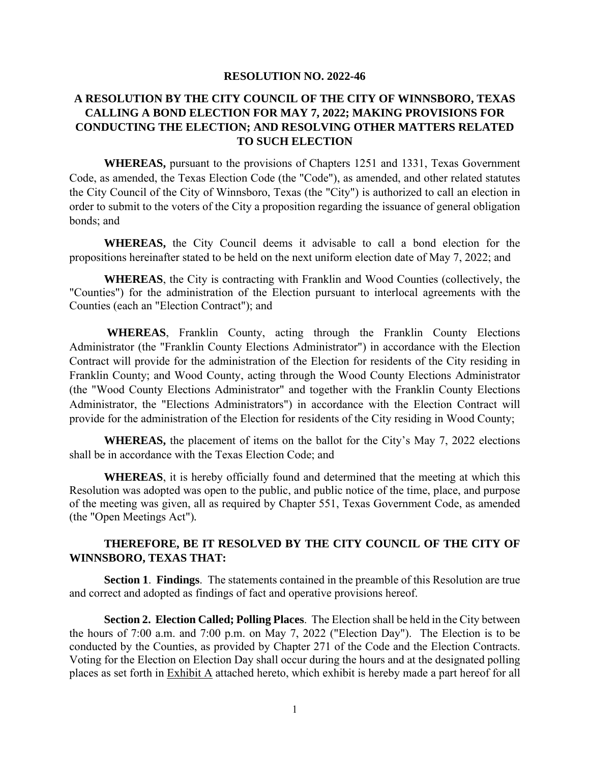# RESOLUTION NO. 2022-46

## A RESOLUTION BY THE CITY COUNCIL OF THE CITY OF WINNSBORO, TEXAS CALLING A BOND ELECTION FOR MAY 7, 2022; MAKING PROVISIONS FOR CONDUCTING THE ELECTION; AND RESOLVING OTHER MATTERS RELATED TO SUCH ELECTION

**WHEREAS,** pursuant to the provisions of Chapters 1251 and 1331, Texas Government Code, as amended, the Texas Election Code (the "Code"), as amended, and other related statutes the City Council of the City of Winnsboro, Texas (the "City") is authorized to call an election in order to submit to the voters of the City a proposition regarding the issuance of general obligation bonds; and

**WHEREAS,** the City Council deems it advisable to call a bond election for the propositions hereinafter stated to be held on the next uniform election date of May 7, 2022; and

**WHEREAS**, the City is contracting with Franklin and Wood Counties (collectively, the "Counties") for the administration of the Election pursuant to interlocal agreements with the Counties (each an "Election Contract"); and

**WHEREAS**, Franklin County, acting through the Franklin County Elections Administrator (the "Franklin County Elections Administrator") in accordance with the Election Contract will provide for the administration of the Election for residents of the City residing in Franklin County; and Wood County, acting through the Wood County Elections Administrator (the "Wood County Elections Administrator" and together with the Franklin County Elections Administrator, the "Elections Administrators") in accordance with the Election Contract will provide for the administration of the Election for residents of the City residing in Wood County;

**WHEREAS,** the placement of items on the ballot for the City's May 7, 2022 elections shall be in accordance with the Texas Election Code; and

**WHEREAS**, it is hereby officially found and determined that the meeting at which this Resolution was adopted was open to the public, and public notice of the time, place, and purpose of the meeting was given, all as required by Chapter 551, Texas Government Code, as amended (the "Open Meetings Act").

**THEREFORE, BE IT RESOLVED BY THE CITY COUNCIL OF THE CITY OF WINNSBORO, TEXAS THAT:**

**Section 1**. **Findings**. The statements contained in the preamble of this Resolution are true and correct and adopted as findings of fact and operative provisions hereof.

**Section 2. Election Called; Polling Places**. The Election shall be held in the City between the hours of 7:00 a.m. and 7:00 p.m. on May 7, 2022 ("Election Day"). The Election is to be conducted by the Counties, as provided by Chapter 271 of the Code and the Election Contracts. Voting for the Election on Election Day shall occur during the hours and at the designated polling places as set forth in Exhibit A attached hereto, which exhibit is hereby made a part hereof for all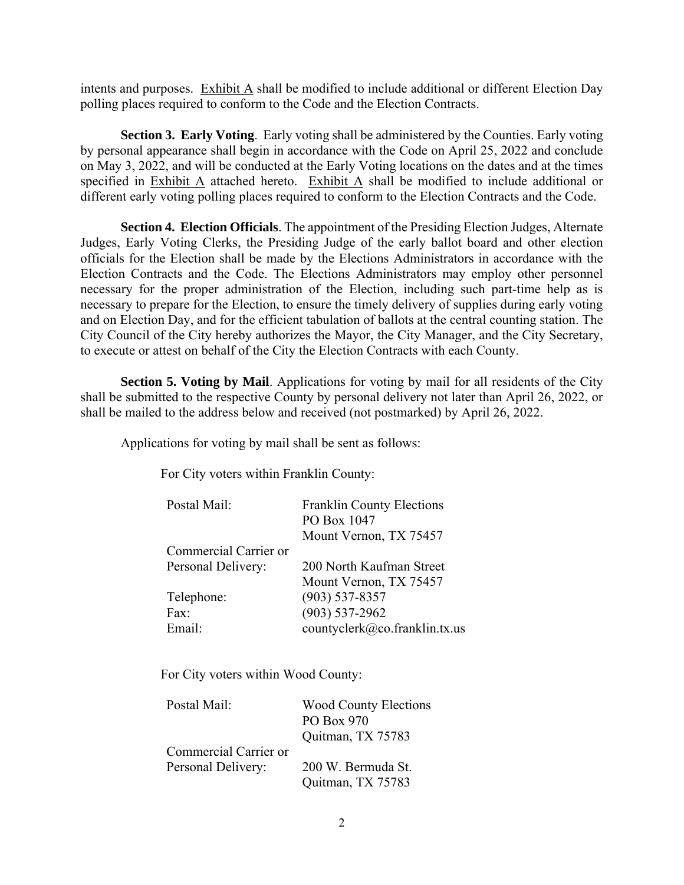intents and purposes. Exhibit A shall be modified to include additional or different Election Day polling places required to conform to the Code and the Election Contracts.

**Section 3. Early Voting**. Early voting shall be administered by the Counties. Early voting by personal appearance shall begin in accordance with the Code on April 25, 2022 and conclude on May 3, 2022, and will be conducted at the Early Voting locations on the dates and at the times specified in Exhibit A attached hereto. Exhibit A shall be modified to include additional or different early voting polling places required to conform to the Election Contracts and the Code.

**Section 4. Election Officials**. The appointment of the Presiding Election Judges, Alternate Judges, Early Voting Clerks, the Presiding Judge of the early ballot board and other election officials for the Election shall be made by the Elections Administrators in accordance with the Election Contracts and the Code. The Elections Administrators may employ other personnel necessary for the proper administration of the Election, including such part-time help as is necessary to prepare for the Election, to ensure the timely delivery of supplies during early voting and on Election Day, and for the efficient tabulation of ballots at the central counting station. The City Council of the City hereby authorizes the Mayor, the City Manager, and the City Secretary, to execute or attest on behalf of the City the Election Contracts with each County.

**Section 5. Voting by Mail**. Applications for voting by mail for all residents of the City shall be submitted to the respective County by personal delivery not later than April 26, 2022, or shall be mailed to the address below and received (not postmarked) by April 26, 2022.

Applications for voting by mail shall be sent as follows:

For City voters within Franklin County:

| | |
|---|---|
| Postal Mail: | Franklin County Elections<br>PO Box 1047<br>Mount Vernon, TX 75457 |
| Commercial Carrier or Personal Delivery: | 200 North Kaufman Street<br>Mount Vernon, TX 75457 |
| Telephone: | (903) 537-8357 |
| Fax: | (903) 537-2962 |
| Email: | countyclerk@co.franklin.tx.us |

For City voters within Wood County:

| | |
|---|---|
| Postal Mail: | Wood County Elections<br>PO Box 970<br>Quitman, TX 75783 |
| Commercial Carrier or Personal Delivery: | 200 W. Bermuda St.<br>Quitman, TX 75783 |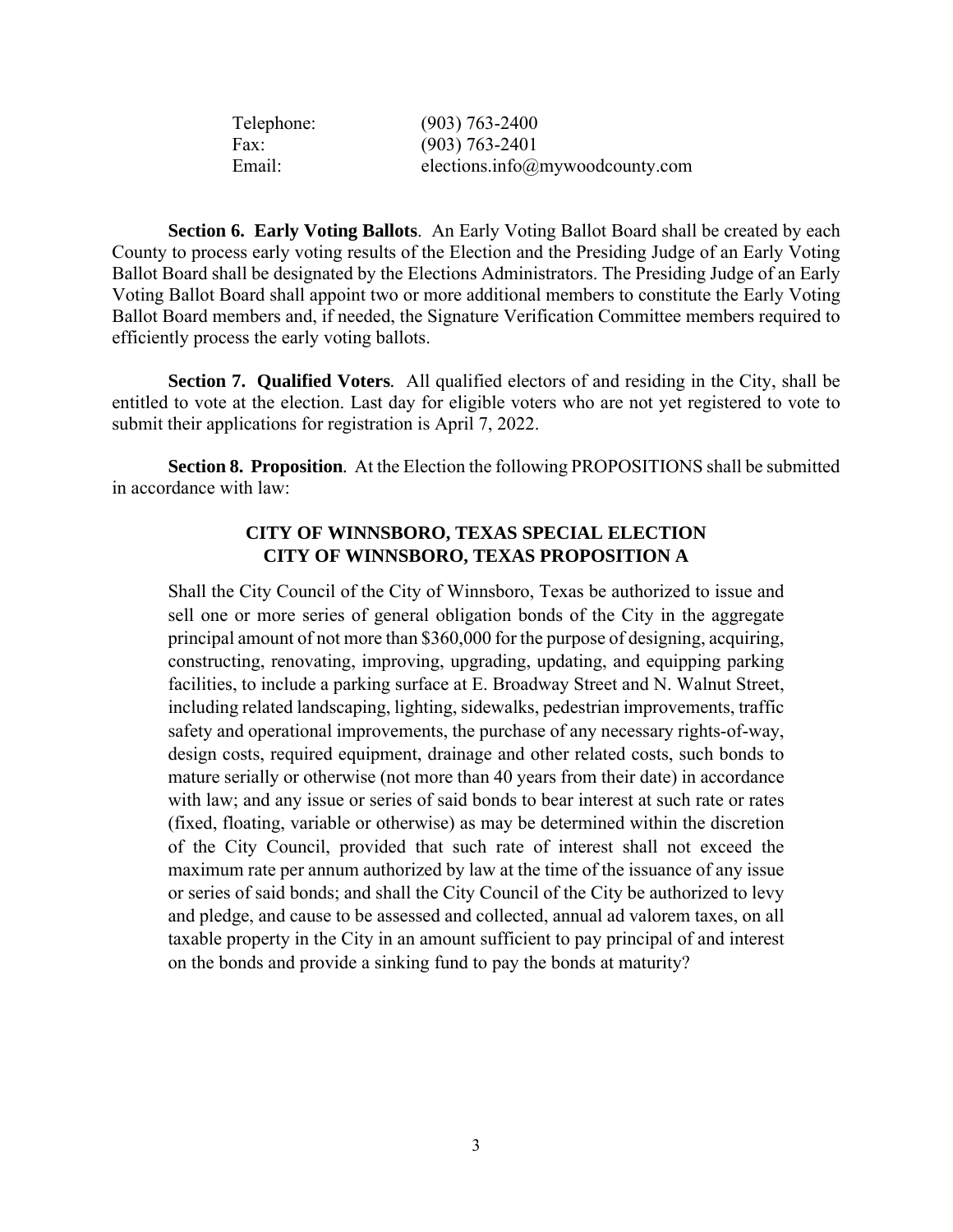| | |
|---|---|
| Telephone: | (903) 763-2400 |
| Fax: | (903) 763-2401 |
| Email: | elections.info@mywoodcounty.com |

**Section 6. Early Voting Ballots**. An Early Voting Ballot Board shall be created by each County to process early voting results of the Election and the Presiding Judge of an Early Voting Ballot Board shall be designated by the Elections Administrators. The Presiding Judge of an Early Voting Ballot Board shall appoint two or more additional members to constitute the Early Voting Ballot Board members and, if needed, the Signature Verification Committee members required to efficiently process the early voting ballots.

**Section 7. Qualified Voters**. All qualified electors of and residing in the City, shall be entitled to vote at the election. Last day for eligible voters who are not yet registered to vote to submit their applications for registration is April 7, 2022.

**Section 8. Proposition**. At the Election the following PROPOSITIONS shall be submitted in accordance with law:

**CITY OF WINNSBORO, TEXAS SPECIAL ELECTION**
**CITY OF WINNSBORO, TEXAS PROPOSITION A**

Shall the City Council of the City of Winnsboro, Texas be authorized to issue and sell one or more series of general obligation bonds of the City in the aggregate principal amount of not more than $360,000 for the purpose of designing, acquiring, constructing, renovating, improving, upgrading, updating, and equipping parking facilities, to include a parking surface at E. Broadway Street and N. Walnut Street, including related landscaping, lighting, sidewalks, pedestrian improvements, traffic safety and operational improvements, the purchase of any necessary rights-of-way, design costs, required equipment, drainage and other related costs, such bonds to mature serially or otherwise (not more than 40 years from their date) in accordance with law; and any issue or series of said bonds to bear interest at such rate or rates (fixed, floating, variable or otherwise) as may be determined within the discretion of the City Council, provided that such rate of interest shall not exceed the maximum rate per annum authorized by law at the time of the issuance of any issue or series of said bonds; and shall the City Council of the City be authorized to levy and pledge, and cause to be assessed and collected, annual ad valorem taxes, on all taxable property in the City in an amount sufficient to pay principal of and interest on the bonds and provide a sinking fund to pay the bonds at maturity?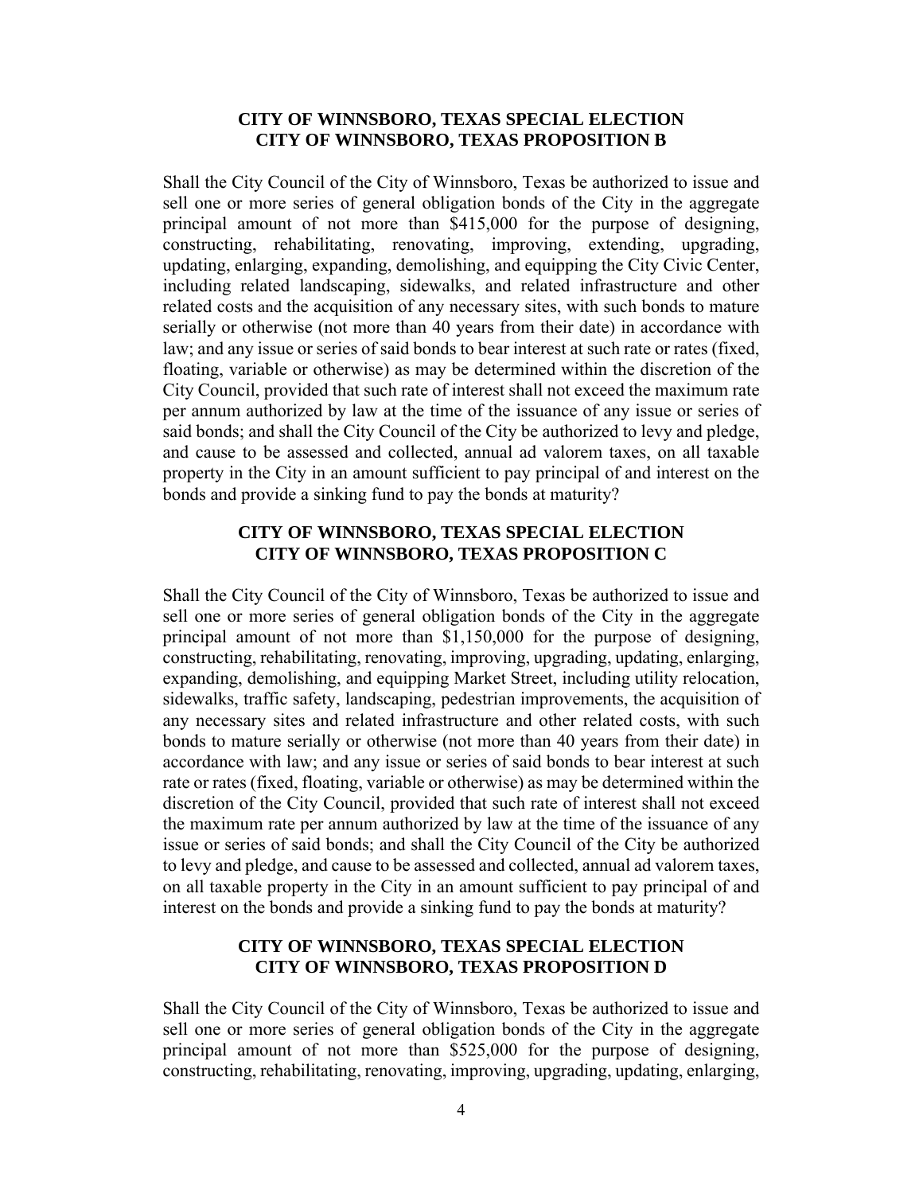**CITY OF WINNSBORO, TEXAS SPECIAL ELECTION**
**CITY OF WINNSBORO, TEXAS PROPOSITION B**

Shall the City Council of the City of Winnsboro, Texas be authorized to issue and sell one or more series of general obligation bonds of the City in the aggregate principal amount of not more than $415,000 for the purpose of designing, constructing, rehabilitating, renovating, improving, extending, upgrading, updating, enlarging, expanding, demolishing, and equipping the City Civic Center, including related landscaping, sidewalks, and related infrastructure and other related costs and the acquisition of any necessary sites, with such bonds to mature serially or otherwise (not more than 40 years from their date) in accordance with law; and any issue or series of said bonds to bear interest at such rate or rates (fixed, floating, variable or otherwise) as may be determined within the discretion of the City Council, provided that such rate of interest shall not exceed the maximum rate per annum authorized by law at the time of the issuance of any issue or series of said bonds; and shall the City Council of the City be authorized to levy and pledge, and cause to be assessed and collected, annual ad valorem taxes, on all taxable property in the City in an amount sufficient to pay principal of and interest on the bonds and provide a sinking fund to pay the bonds at maturity?

**CITY OF WINNSBORO, TEXAS SPECIAL ELECTION**
**CITY OF WINNSBORO, TEXAS PROPOSITION C**

Shall the City Council of the City of Winnsboro, Texas be authorized to issue and sell one or more series of general obligation bonds of the City in the aggregate principal amount of not more than $1,150,000 for the purpose of designing, constructing, rehabilitating, renovating, improving, upgrading, updating, enlarging, expanding, demolishing, and equipping Market Street, including utility relocation, sidewalks, traffic safety, landscaping, pedestrian improvements, the acquisition of any necessary sites and related infrastructure and other related costs, with such bonds to mature serially or otherwise (not more than 40 years from their date) in accordance with law; and any issue or series of said bonds to bear interest at such rate or rates (fixed, floating, variable or otherwise) as may be determined within the discretion of the City Council, provided that such rate of interest shall not exceed the maximum rate per annum authorized by law at the time of the issuance of any issue or series of said bonds; and shall the City Council of the City be authorized to levy and pledge, and cause to be assessed and collected, annual ad valorem taxes, on all taxable property in the City in an amount sufficient to pay principal of and interest on the bonds and provide a sinking fund to pay the bonds at maturity?

**CITY OF WINNSBORO, TEXAS SPECIAL ELECTION**
**CITY OF WINNSBORO, TEXAS PROPOSITION D**

Shall the City Council of the City of Winnsboro, Texas be authorized to issue and sell one or more series of general obligation bonds of the City in the aggregate principal amount of not more than $525,000 for the purpose of designing, constructing, rehabilitating, renovating, improving, upgrading, updating, enlarging,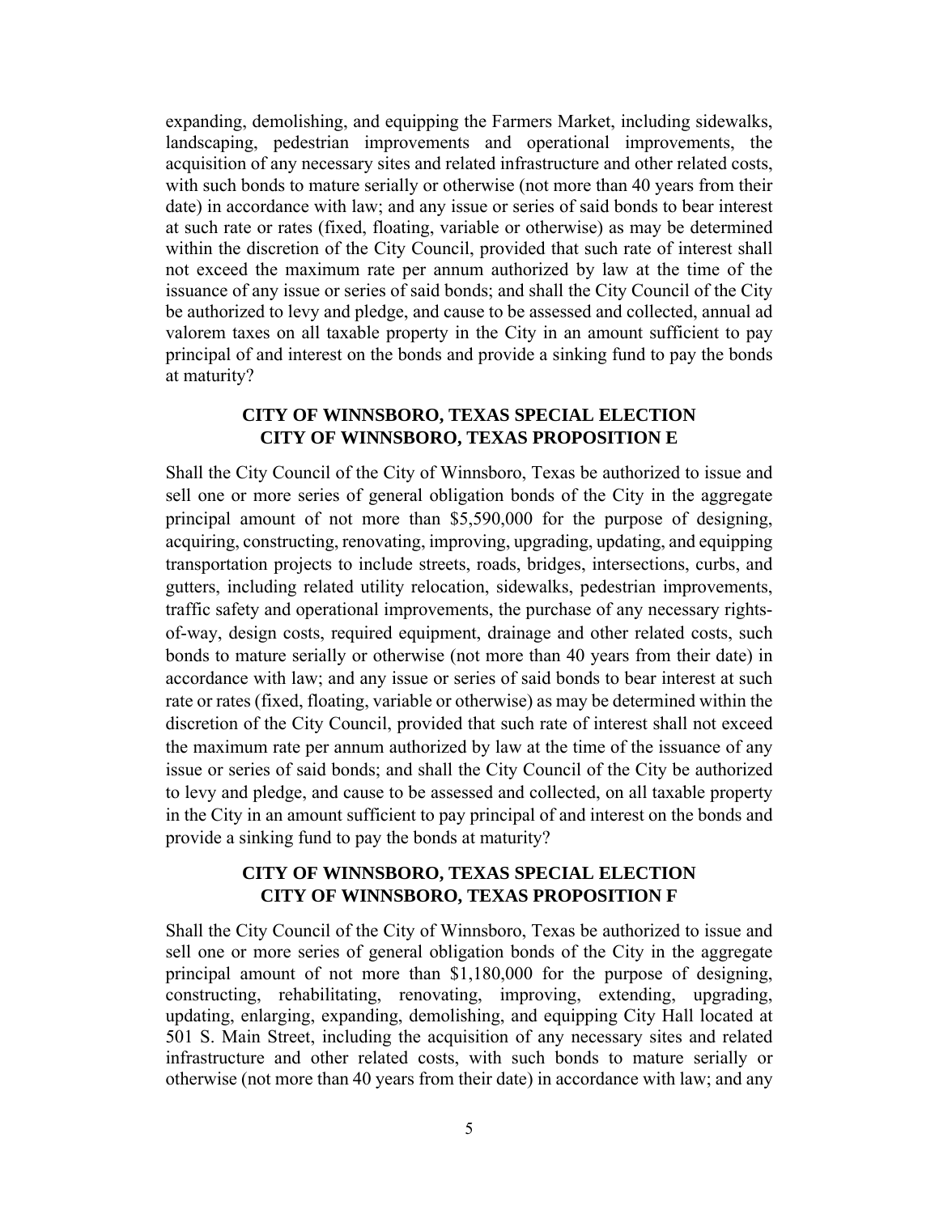expanding, demolishing, and equipping the Farmers Market, including sidewalks, landscaping, pedestrian improvements and operational improvements, the acquisition of any necessary sites and related infrastructure and other related costs, with such bonds to mature serially or otherwise (not more than 40 years from their date) in accordance with law; and any issue or series of said bonds to bear interest at such rate or rates (fixed, floating, variable or otherwise) as may be determined within the discretion of the City Council, provided that such rate of interest shall not exceed the maximum rate per annum authorized by law at the time of the issuance of any issue or series of said bonds; and shall the City Council of the City be authorized to levy and pledge, and cause to be assessed and collected, annual ad valorem taxes on all taxable property in the City in an amount sufficient to pay principal of and interest on the bonds and provide a sinking fund to pay the bonds at maturity?

**CITY OF WINNSBORO, TEXAS SPECIAL ELECTION**
**CITY OF WINNSBORO, TEXAS PROPOSITION E**

Shall the City Council of the City of Winnsboro, Texas be authorized to issue and sell one or more series of general obligation bonds of the City in the aggregate principal amount of not more than $5,590,000 for the purpose of designing, acquiring, constructing, renovating, improving, upgrading, updating, and equipping transportation projects to include streets, roads, bridges, intersections, curbs, and gutters, including related utility relocation, sidewalks, pedestrian improvements, traffic safety and operational improvements, the purchase of any necessary rights-of-way, design costs, required equipment, drainage and other related costs, such bonds to mature serially or otherwise (not more than 40 years from their date) in accordance with law; and any issue or series of said bonds to bear interest at such rate or rates (fixed, floating, variable or otherwise) as may be determined within the discretion of the City Council, provided that such rate of interest shall not exceed the maximum rate per annum authorized by law at the time of the issuance of any issue or series of said bonds; and shall the City Council of the City be authorized to levy and pledge, and cause to be assessed and collected, on all taxable property in the City in an amount sufficient to pay principal of and interest on the bonds and provide a sinking fund to pay the bonds at maturity?

**CITY OF WINNSBORO, TEXAS SPECIAL ELECTION**
**CITY OF WINNSBORO, TEXAS PROPOSITION F**

Shall the City Council of the City of Winnsboro, Texas be authorized to issue and sell one or more series of general obligation bonds of the City in the aggregate principal amount of not more than $1,180,000 for the purpose of designing, constructing, rehabilitating, renovating, improving, extending, upgrading, updating, enlarging, expanding, demolishing, and equipping City Hall located at 501 S. Main Street, including the acquisition of any necessary sites and related infrastructure and other related costs, with such bonds to mature serially or otherwise (not more than 40 years from their date) in accordance with law; and any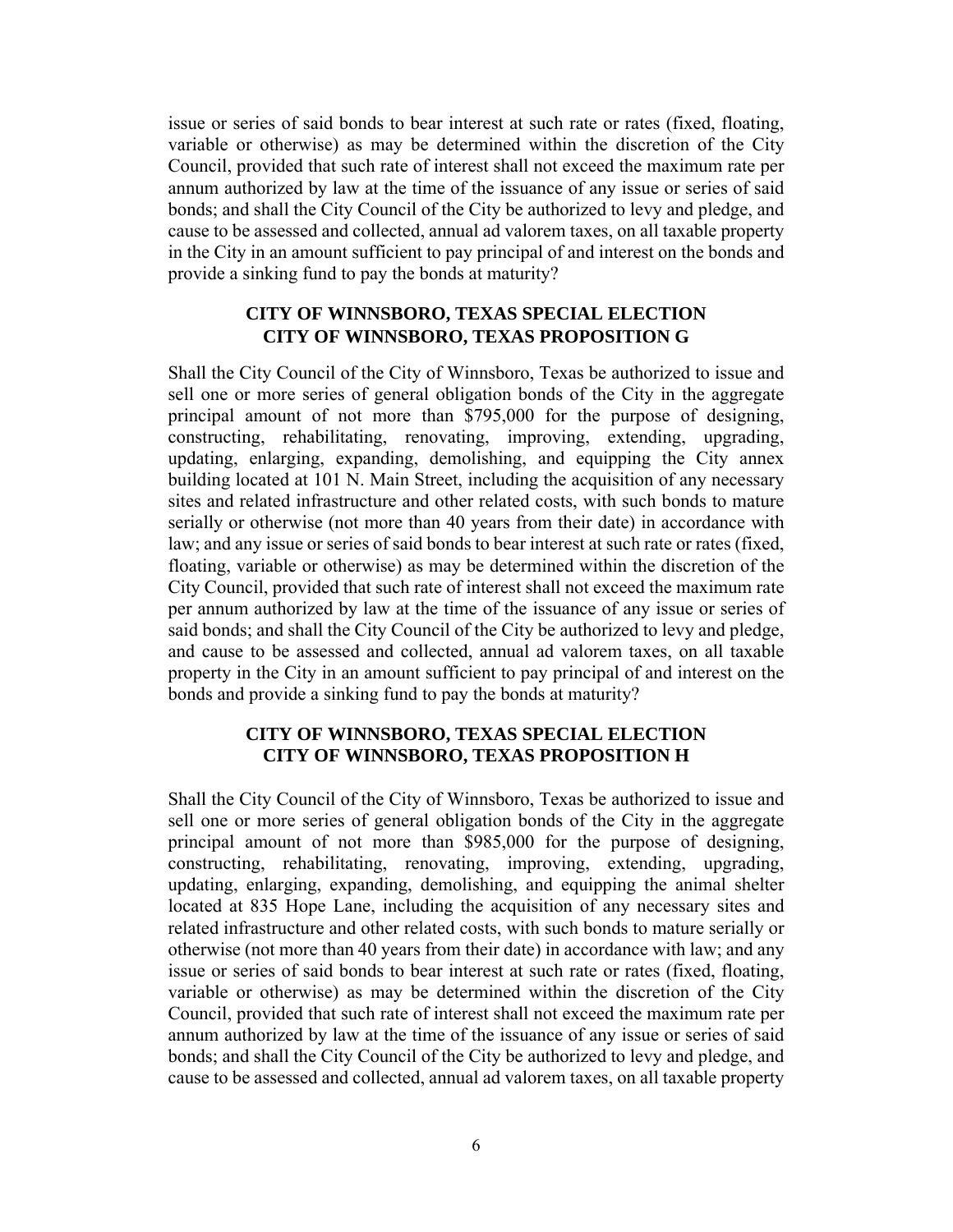issue or series of said bonds to bear interest at such rate or rates (fixed, floating, variable or otherwise) as may be determined within the discretion of the City Council, provided that such rate of interest shall not exceed the maximum rate per annum authorized by law at the time of the issuance of any issue or series of said bonds; and shall the City Council of the City be authorized to levy and pledge, and cause to be assessed and collected, annual ad valorem taxes, on all taxable property in the City in an amount sufficient to pay principal of and interest on the bonds and provide a sinking fund to pay the bonds at maturity?

**CITY OF WINNSBORO, TEXAS SPECIAL ELECTION**
**CITY OF WINNSBORO, TEXAS PROPOSITION G**

Shall the City Council of the City of Winnsboro, Texas be authorized to issue and sell one or more series of general obligation bonds of the City in the aggregate principal amount of not more than $795,000 for the purpose of designing, constructing, rehabilitating, renovating, improving, extending, upgrading, updating, enlarging, expanding, demolishing, and equipping the City annex building located at 101 N. Main Street, including the acquisition of any necessary sites and related infrastructure and other related costs, with such bonds to mature serially or otherwise (not more than 40 years from their date) in accordance with law; and any issue or series of said bonds to bear interest at such rate or rates (fixed, floating, variable or otherwise) as may be determined within the discretion of the City Council, provided that such rate of interest shall not exceed the maximum rate per annum authorized by law at the time of the issuance of any issue or series of said bonds; and shall the City Council of the City be authorized to levy and pledge, and cause to be assessed and collected, annual ad valorem taxes, on all taxable property in the City in an amount sufficient to pay principal of and interest on the bonds and provide a sinking fund to pay the bonds at maturity?

**CITY OF WINNSBORO, TEXAS SPECIAL ELECTION**
**CITY OF WINNSBORO, TEXAS PROPOSITION H**

Shall the City Council of the City of Winnsboro, Texas be authorized to issue and sell one or more series of general obligation bonds of the City in the aggregate principal amount of not more than $985,000 for the purpose of designing, constructing, rehabilitating, renovating, improving, extending, upgrading, updating, enlarging, expanding, demolishing, and equipping the animal shelter located at 835 Hope Lane, including the acquisition of any necessary sites and related infrastructure and other related costs, with such bonds to mature serially or otherwise (not more than 40 years from their date) in accordance with law; and any issue or series of said bonds to bear interest at such rate or rates (fixed, floating, variable or otherwise) as may be determined within the discretion of the City Council, provided that such rate of interest shall not exceed the maximum rate per annum authorized by law at the time of the issuance of any issue or series of said bonds; and shall the City Council of the City be authorized to levy and pledge, and cause to be assessed and collected, annual ad valorem taxes, on all taxable property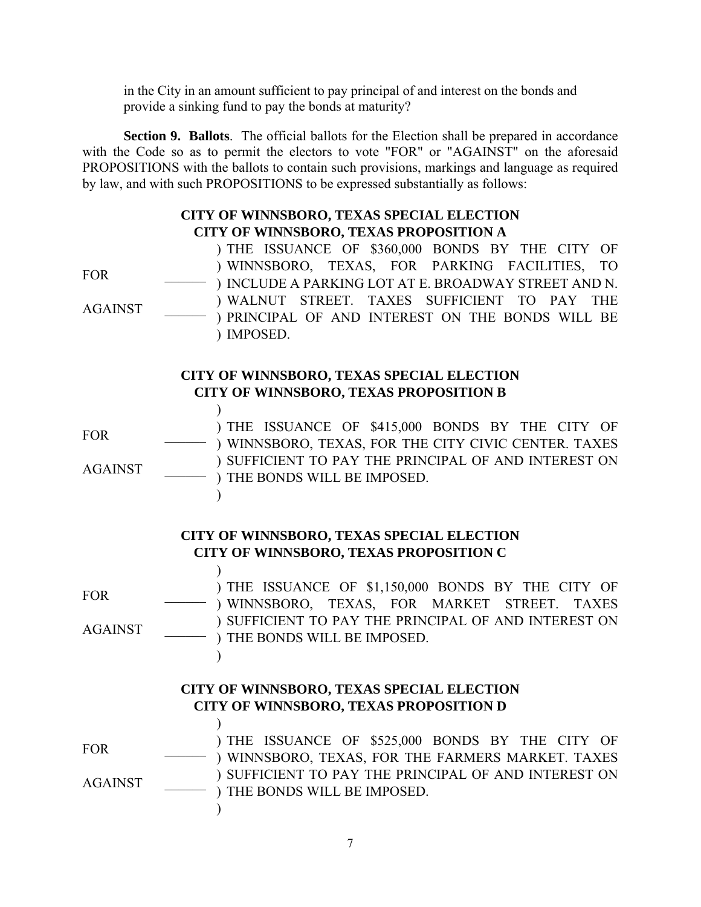in the City in an amount sufficient to pay principal of and interest on the bonds and provide a sinking fund to pay the bonds at maturity?

**Section 9. Ballots**. The official ballots for the Election shall be prepared in accordance with the Code so as to permit the electors to vote "FOR" or "AGAINST" on the aforesaid PROPOSITIONS with the ballots to contain such provisions, markings and language as required by law, and with such PROPOSITIONS to be expressed substantially as follows:

**CITY OF WINNSBORO, TEXAS SPECIAL ELECTION**
**CITY OF WINNSBORO, TEXAS PROPOSITION A**

| | | |
|---|---|---|
| FOR | _______ | THE ISSUANCE OF $360,000 BONDS BY THE CITY OF WINNSBORO, TEXAS, FOR PARKING FACILITIES, TO INCLUDE A PARKING LOT AT E. BROADWAY STREET AND N. WALNUT STREET. TAXES SUFFICIENT TO PAY THE PRINCIPAL OF AND INTEREST ON THE BONDS WILL BE IMPOSED. |
| AGAINST | _______ | |

**CITY OF WINNSBORO, TEXAS SPECIAL ELECTION**
**CITY OF WINNSBORO, TEXAS PROPOSITION B**

| | | |
|---|---|---|
| FOR | _______ | THE ISSUANCE OF $415,000 BONDS BY THE CITY OF WINNSBORO, TEXAS, FOR THE CITY CIVIC CENTER. TAXES SUFFICIENT TO PAY THE PRINCIPAL OF AND INTEREST ON THE BONDS WILL BE IMPOSED. |
| AGAINST | _______ | |

**CITY OF WINNSBORO, TEXAS SPECIAL ELECTION**
**CITY OF WINNSBORO, TEXAS PROPOSITION C**

| | | |
|---|---|---|
| FOR | _______ | THE ISSUANCE OF $1,150,000 BONDS BY THE CITY OF WINNSBORO, TEXAS, FOR MARKET STREET. TAXES SUFFICIENT TO PAY THE PRINCIPAL OF AND INTEREST ON THE BONDS WILL BE IMPOSED. |
| AGAINST | _______ | |

**CITY OF WINNSBORO, TEXAS SPECIAL ELECTION**
**CITY OF WINNSBORO, TEXAS PROPOSITION D**

| | | |
|---|---|---|
| FOR | _______ | THE ISSUANCE OF $525,000 BONDS BY THE CITY OF WINNSBORO, TEXAS, FOR THE FARMERS MARKET. TAXES SUFFICIENT TO PAY THE PRINCIPAL OF AND INTEREST ON THE BONDS WILL BE IMPOSED. |
| AGAINST | _______ | |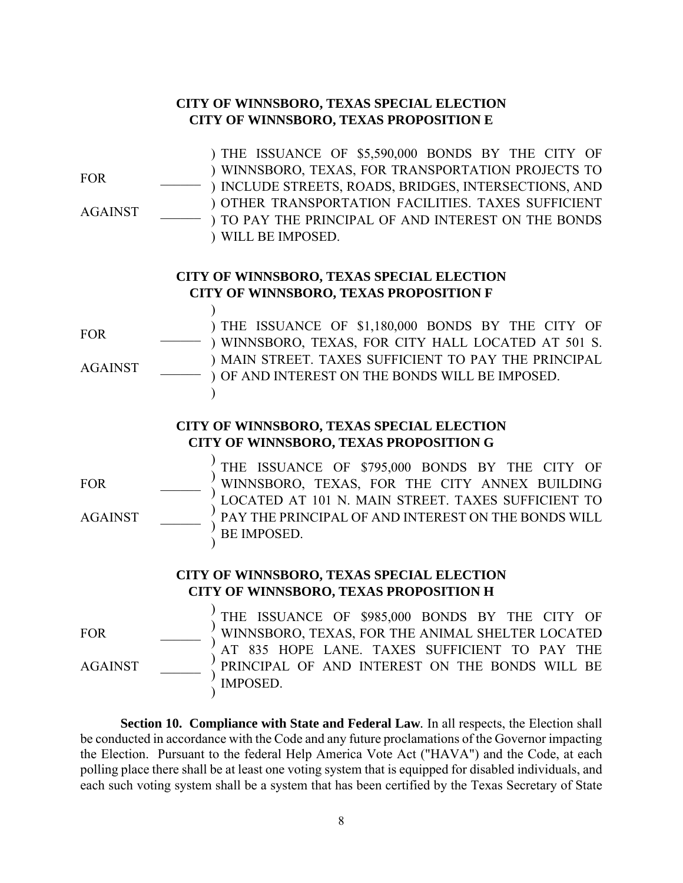**CITY OF WINNSBORO, TEXAS SPECIAL ELECTION**
**CITY OF WINNSBORO, TEXAS PROPOSITION E**

| | | |
|---|---|---|
| FOR | ______ | THE ISSUANCE OF $5,590,000 BONDS BY THE CITY OF WINNSBORO, TEXAS, FOR TRANSPORTATION PROJECTS TO INCLUDE STREETS, ROADS, BRIDGES, INTERSECTIONS, AND OTHER TRANSPORTATION FACILITIES. TAXES SUFFICIENT TO PAY THE PRINCIPAL OF AND INTEREST ON THE BONDS WILL BE IMPOSED. |
| AGAINST | ______ | |

**CITY OF WINNSBORO, TEXAS SPECIAL ELECTION**
**CITY OF WINNSBORO, TEXAS PROPOSITION F**

| | | |
|---|---|---|
| FOR | ______ | THE ISSUANCE OF $1,180,000 BONDS BY THE CITY OF WINNSBORO, TEXAS, FOR CITY HALL LOCATED AT 501 S. MAIN STREET. TAXES SUFFICIENT TO PAY THE PRINCIPAL OF AND INTEREST ON THE BONDS WILL BE IMPOSED. |
| AGAINST | ______ | |

**CITY OF WINNSBORO, TEXAS SPECIAL ELECTION**
**CITY OF WINNSBORO, TEXAS PROPOSITION G**

| | | |
|---|---|---|
| FOR | ______ | THE ISSUANCE OF $795,000 BONDS BY THE CITY OF WINNSBORO, TEXAS, FOR THE CITY ANNEX BUILDING LOCATED AT 101 N. MAIN STREET. TAXES SUFFICIENT TO PAY THE PRINCIPAL OF AND INTEREST ON THE BONDS WILL BE IMPOSED. |
| AGAINST | ______ | |

**CITY OF WINNSBORO, TEXAS SPECIAL ELECTION**
**CITY OF WINNSBORO, TEXAS PROPOSITION H**

| | | |
|---|---|---|
| FOR | ______ | THE ISSUANCE OF $985,000 BONDS BY THE CITY OF WINNSBORO, TEXAS, FOR THE ANIMAL SHELTER LOCATED AT 835 HOPE LANE. TAXES SUFFICIENT TO PAY THE PRINCIPAL OF AND INTEREST ON THE BONDS WILL BE IMPOSED. |
| AGAINST | ______ | |

**Section 10. Compliance with State and Federal Law**. In all respects, the Election shall be conducted in accordance with the Code and any future proclamations of the Governor impacting the Election. Pursuant to the federal Help America Vote Act ("HAVA") and the Code, at each polling place there shall be at least one voting system that is equipped for disabled individuals, and each such voting system shall be a system that has been certified by the Texas Secretary of State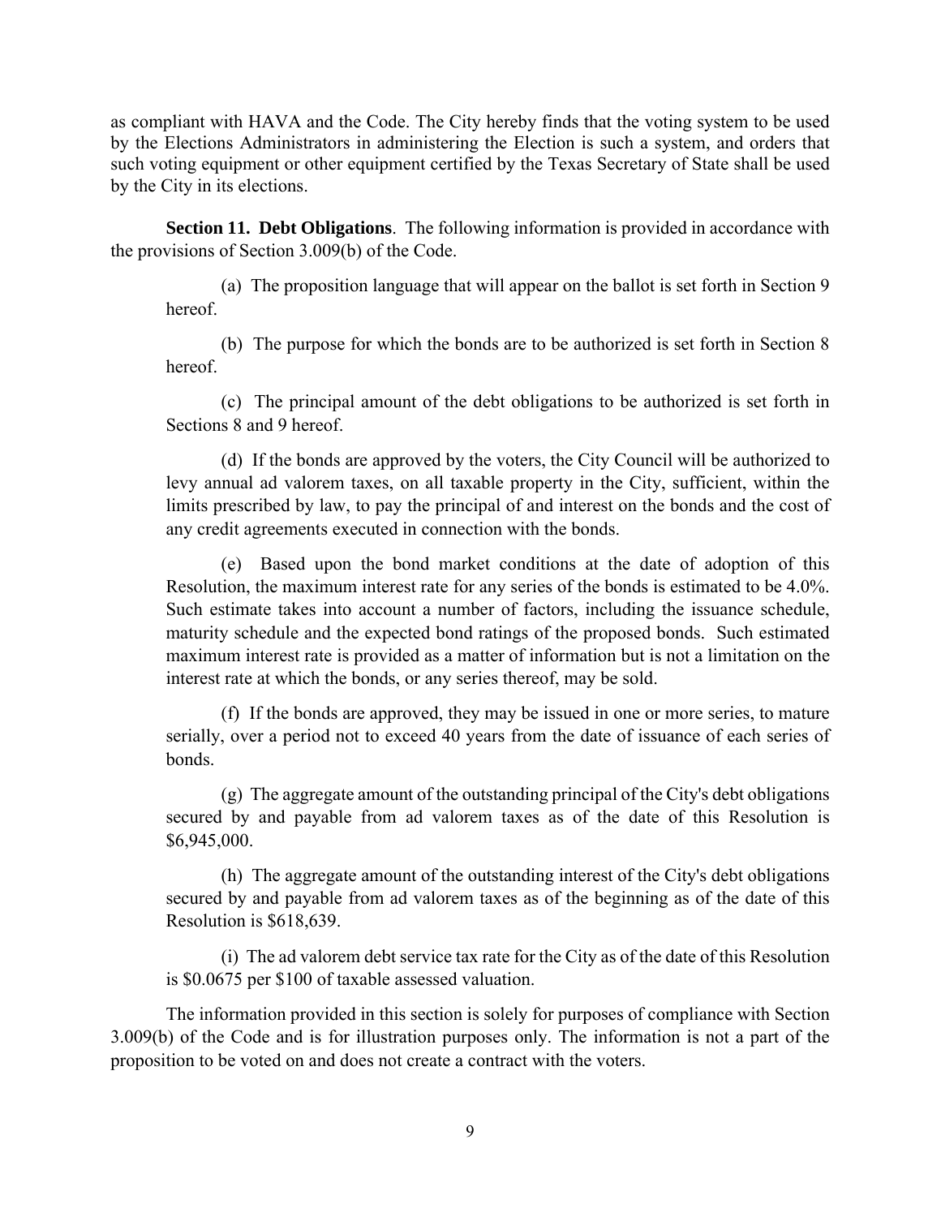as compliant with HAVA and the Code. The City hereby finds that the voting system to be used by the Elections Administrators in administering the Election is such a system, and orders that such voting equipment or other equipment certified by the Texas Secretary of State shall be used by the City in its elections.

**Section 11. Debt Obligations**. The following information is provided in accordance with the provisions of Section 3.009(b) of the Code.

(a) The proposition language that will appear on the ballot is set forth in Section 9 hereof.

(b) The purpose for which the bonds are to be authorized is set forth in Section 8 hereof.

(c) The principal amount of the debt obligations to be authorized is set forth in Sections 8 and 9 hereof.

(d) If the bonds are approved by the voters, the City Council will be authorized to levy annual ad valorem taxes, on all taxable property in the City, sufficient, within the limits prescribed by law, to pay the principal of and interest on the bonds and the cost of any credit agreements executed in connection with the bonds.

(e) Based upon the bond market conditions at the date of adoption of this Resolution, the maximum interest rate for any series of the bonds is estimated to be 4.0%. Such estimate takes into account a number of factors, including the issuance schedule, maturity schedule and the expected bond ratings of the proposed bonds. Such estimated maximum interest rate is provided as a matter of information but is not a limitation on the interest rate at which the bonds, or any series thereof, may be sold.

(f) If the bonds are approved, they may be issued in one or more series, to mature serially, over a period not to exceed 40 years from the date of issuance of each series of bonds.

(g) The aggregate amount of the outstanding principal of the City's debt obligations secured by and payable from ad valorem taxes as of the date of this Resolution is $6,945,000.

(h) The aggregate amount of the outstanding interest of the City's debt obligations secured by and payable from ad valorem taxes as of the beginning as of the date of this Resolution is $618,639.

(i) The ad valorem debt service tax rate for the City as of the date of this Resolution is $0.0675 per $100 of taxable assessed valuation.

The information provided in this section is solely for purposes of compliance with Section 3.009(b) of the Code and is for illustration purposes only. The information is not a part of the proposition to be voted on and does not create a contract with the voters.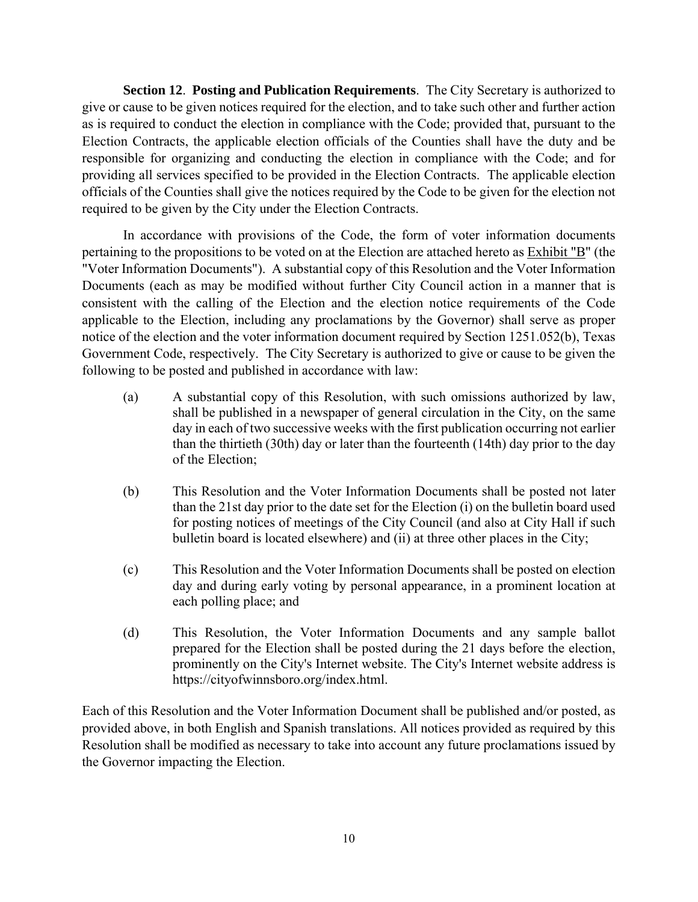**Section 12**. **Posting and Publication Requirements**. The City Secretary is authorized to give or cause to be given notices required for the election, and to take such other and further action as is required to conduct the election in compliance with the Code; provided that, pursuant to the Election Contracts, the applicable election officials of the Counties shall have the duty and be responsible for organizing and conducting the election in compliance with the Code; and for providing all services specified to be provided in the Election Contracts. The applicable election officials of the Counties shall give the notices required by the Code to be given for the election not required to be given by the City under the Election Contracts.

In accordance with provisions of the Code, the form of voter information documents pertaining to the propositions to be voted on at the Election are attached hereto as Exhibit "B" (the "Voter Information Documents"). A substantial copy of this Resolution and the Voter Information Documents (each as may be modified without further City Council action in a manner that is consistent with the calling of the Election and the election notice requirements of the Code applicable to the Election, including any proclamations by the Governor) shall serve as proper notice of the election and the voter information document required by Section 1251.052(b), Texas Government Code, respectively. The City Secretary is authorized to give or cause to be given the following to be posted and published in accordance with law:

(a) A substantial copy of this Resolution, with such omissions authorized by law, shall be published in a newspaper of general circulation in the City, on the same day in each of two successive weeks with the first publication occurring not earlier than the thirtieth (30th) day or later than the fourteenth (14th) day prior to the day of the Election;

(b) This Resolution and the Voter Information Documents shall be posted not later than the 21st day prior to the date set for the Election (i) on the bulletin board used for posting notices of meetings of the City Council (and also at City Hall if such bulletin board is located elsewhere) and (ii) at three other places in the City;

(c) This Resolution and the Voter Information Documents shall be posted on election day and during early voting by personal appearance, in a prominent location at each polling place; and

(d) This Resolution, the Voter Information Documents and any sample ballot prepared for the Election shall be posted during the 21 days before the election, prominently on the City's Internet website. The City's Internet website address is https://cityofwinnsboro.org/index.html.

Each of this Resolution and the Voter Information Document shall be published and/or posted, as provided above, in both English and Spanish translations. All notices provided as required by this Resolution shall be modified as necessary to take into account any future proclamations issued by the Governor impacting the Election.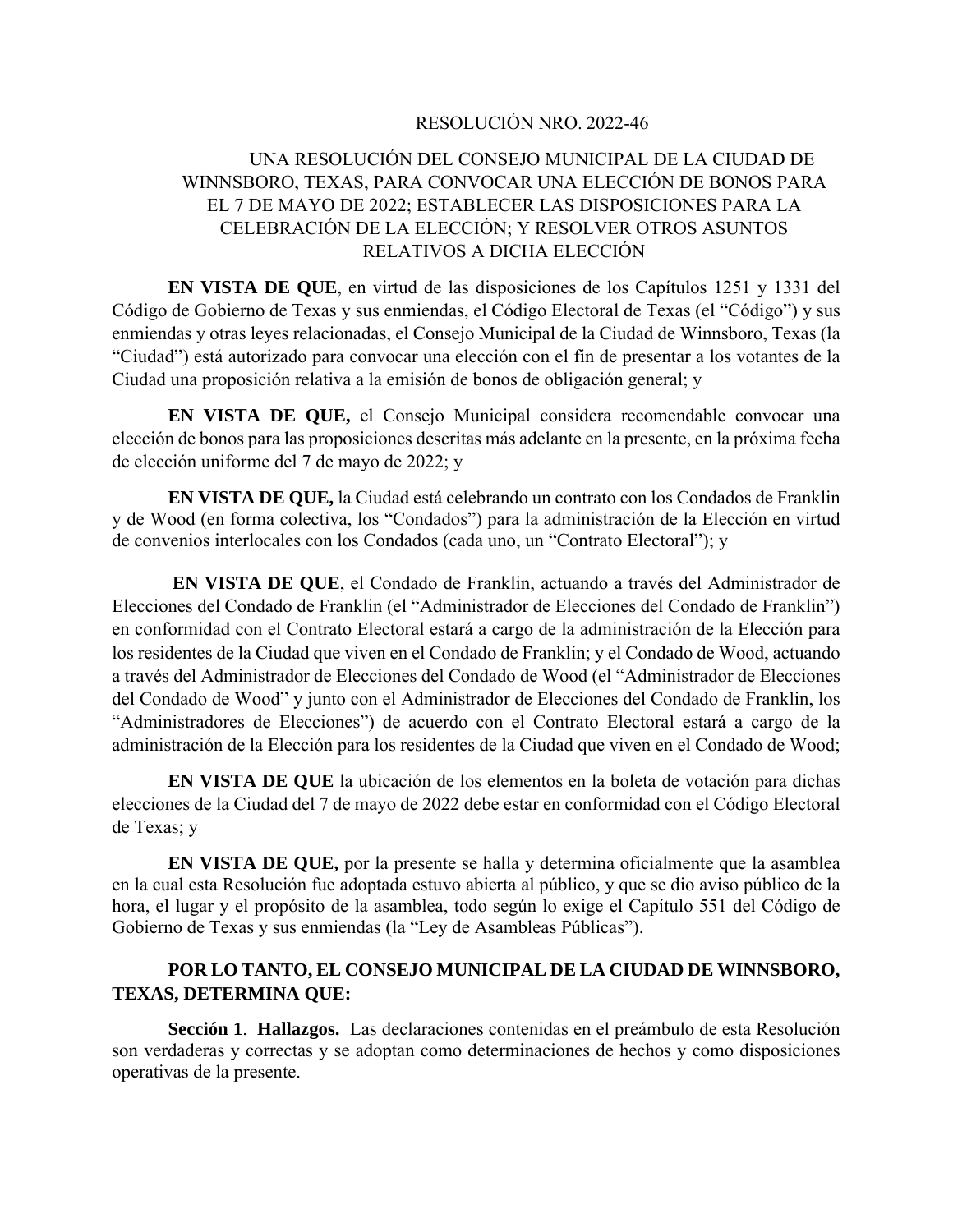RESOLUCIÓN NRO. 2022-46

UNA RESOLUCIÓN DEL CONSEJO MUNICIPAL DE LA CIUDAD DE WINNSBORO, TEXAS, PARA CONVOCAR UNA ELECCIÓN DE BONOS PARA EL 7 DE MAYO DE 2022; ESTABLECER LAS DISPOSICIONES PARA LA CELEBRACIÓN DE LA ELECCIÓN; Y RESOLVER OTROS ASUNTOS RELATIVOS A DICHA ELECCIÓN

**EN VISTA DE QUE**, en virtud de las disposiciones de los Capítulos 1251 y 1331 del Código de Gobierno de Texas y sus enmiendas, el Código Electoral de Texas (el "Código") y sus enmiendas y otras leyes relacionadas, el Consejo Municipal de la Ciudad de Winnsboro, Texas (la "Ciudad") está autorizado para convocar una elección con el fin de presentar a los votantes de la Ciudad una proposición relativa a la emisión de bonos de obligación general; y

**EN VISTA DE QUE,** el Consejo Municipal considera recomendable convocar una elección de bonos para las proposiciones descritas más adelante en la presente, en la próxima fecha de elección uniforme del 7 de mayo de 2022; y

**EN VISTA DE QUE,** la Ciudad está celebrando un contrato con los Condados de Franklin y de Wood (en forma colectiva, los "Condados") para la administración de la Elección en virtud de convenios interlocales con los Condados (cada uno, un "Contrato Electoral"); y

**EN VISTA DE QUE**, el Condado de Franklin, actuando a través del Administrador de Elecciones del Condado de Franklin (el "Administrador de Elecciones del Condado de Franklin") en conformidad con el Contrato Electoral estará a cargo de la administración de la Elección para los residentes de la Ciudad que viven en el Condado de Franklin; y el Condado de Wood, actuando a través del Administrador de Elecciones del Condado de Wood (el "Administrador de Elecciones del Condado de Wood" y junto con el Administrador de Elecciones del Condado de Franklin, los "Administradores de Elecciones") de acuerdo con el Contrato Electoral estará a cargo de la administración de la Elección para los residentes de la Ciudad que viven en el Condado de Wood;

**EN VISTA DE QUE** la ubicación de los elementos en la boleta de votación para dichas elecciones de la Ciudad del 7 de mayo de 2022 debe estar en conformidad con el Código Electoral de Texas; y

**EN VISTA DE QUE,** por la presente se halla y determina oficialmente que la asamblea en la cual esta Resolución fue adoptada estuvo abierta al público, y que se dio aviso público de la hora, el lugar y el propósito de la asamblea, todo según lo exige el Capítulo 551 del Código de Gobierno de Texas y sus enmiendas (la "Ley de Asambleas Públicas").

**POR LO TANTO, EL CONSEJO MUNICIPAL DE LA CIUDAD DE WINNSBORO, TEXAS, DETERMINA QUE:**

**Sección 1**. **Hallazgos.** Las declaraciones contenidas en el preámbulo de esta Resolución son verdaderas y correctas y se adoptan como determinaciones de hechos y como disposiciones operativas de la presente.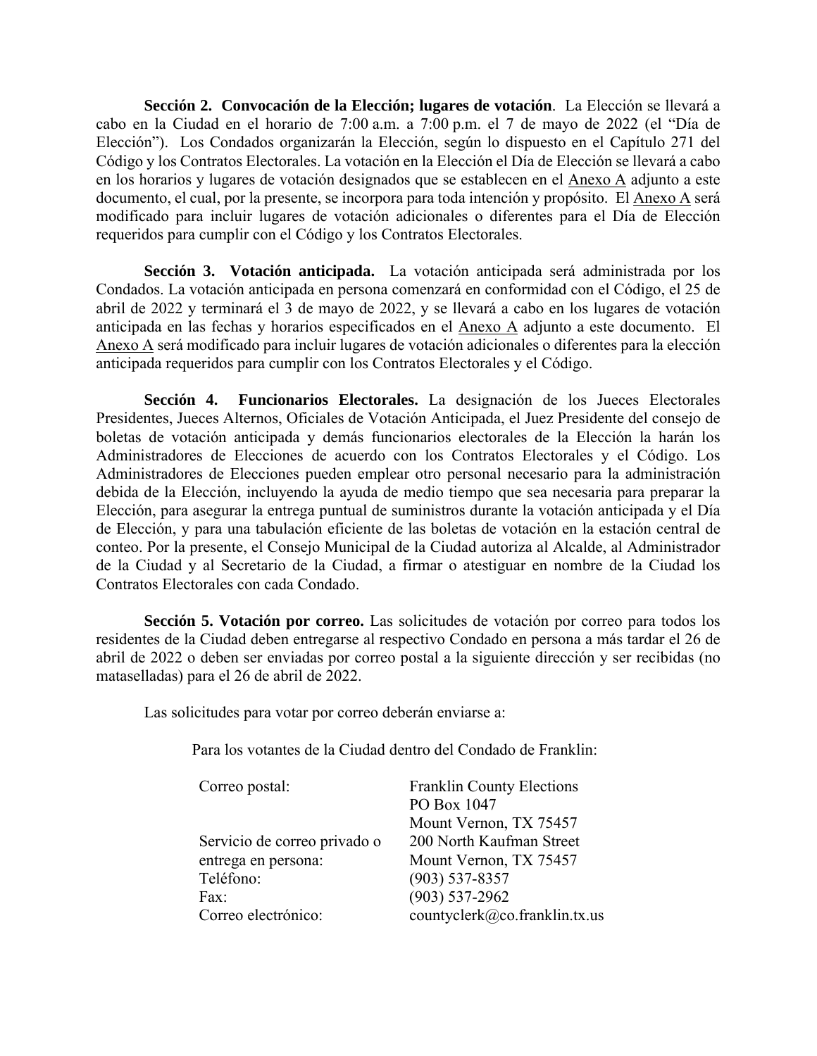**Sección 2. Convocación de la Elección; lugares de votación**. La Elección se llevará a cabo en la Ciudad en el horario de 7:00 a.m. a 7:00 p.m. el 7 de mayo de 2022 (el "Día de Elección"). Los Condados organizarán la Elección, según lo dispuesto en el Capítulo 271 del Código y los Contratos Electorales. La votación en la Elección el Día de Elección se llevará a cabo en los horarios y lugares de votación designados que se establecen en el Anexo A adjunto a este documento, el cual, por la presente, se incorpora para toda intención y propósito. El Anexo A será modificado para incluir lugares de votación adicionales o diferentes para el Día de Elección requeridos para cumplir con el Código y los Contratos Electorales.

**Sección 3. Votación anticipada.** La votación anticipada será administrada por los Condados. La votación anticipada en persona comenzará en conformidad con el Código, el 25 de abril de 2022 y terminará el 3 de mayo de 2022, y se llevará a cabo en los lugares de votación anticipada en las fechas y horarios especificados en el Anexo A adjunto a este documento. El Anexo A será modificado para incluir lugares de votación adicionales o diferentes para la elección anticipada requeridos para cumplir con los Contratos Electorales y el Código.

**Sección 4. Funcionarios Electorales.** La designación de los Jueces Electorales Presidentes, Jueces Alternos, Oficiales de Votación Anticipada, el Juez Presidente del consejo de boletas de votación anticipada y demás funcionarios electorales de la Elección la harán los Administradores de Elecciones de acuerdo con los Contratos Electorales y el Código. Los Administradores de Elecciones pueden emplear otro personal necesario para la administración debida de la Elección, incluyendo la ayuda de medio tiempo que sea necesaria para preparar la Elección, para asegurar la entrega puntual de suministros durante la votación anticipada y el Día de Elección, y para una tabulación eficiente de las boletas de votación en la estación central de conteo. Por la presente, el Consejo Municipal de la Ciudad autoriza al Alcalde, al Administrador de la Ciudad y al Secretario de la Ciudad, a firmar o atestiguar en nombre de la Ciudad los Contratos Electorales con cada Condado.

**Sección 5. Votación por correo.** Las solicitudes de votación por correo para todos los residentes de la Ciudad deben entregarse al respectivo Condado en persona a más tardar el 26 de abril de 2022 o deben ser enviadas por correo postal a la siguiente dirección y ser recibidas (no mataselladas) para el 26 de abril de 2022.

Las solicitudes para votar por correo deberán enviarse a:

Para los votantes de la Ciudad dentro del Condado de Franklin:

| | |
|---|---|
| Correo postal: | Franklin County Elections<br>PO Box 1047<br>Mount Vernon, TX 75457 |
| Servicio de correo privado o entrega en persona: | 200 North Kaufman Street<br>Mount Vernon, TX 75457 |
| Teléfono: | (903) 537-8357 |
| Fax: | (903) 537-2962 |
| Correo electrónico: | countyclerk@co.franklin.tx.us |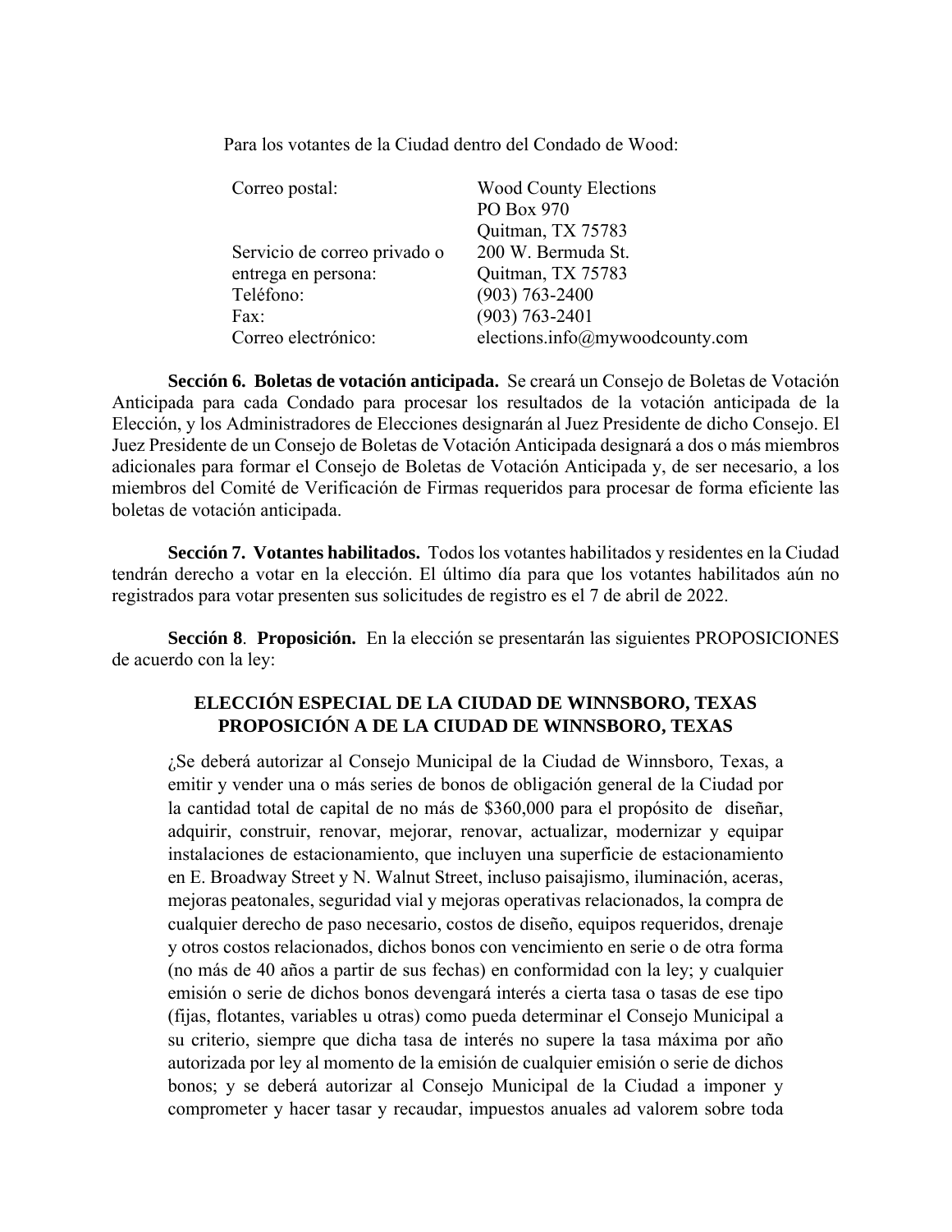Para los votantes de la Ciudad dentro del Condado de Wood:

| | |
|---|---|
| Correo postal: | Wood County Elections<br>PO Box 970<br>Quitman, TX 75783 |
| Servicio de correo privado o entrega en persona: | 200 W. Bermuda St.<br>Quitman, TX 75783 |
| Teléfono: | (903) 763-2400 |
| Fax: | (903) 763-2401 |
| Correo electrónico: | elections.info@mywoodcounty.com |

**Sección 6. Boletas de votación anticipada.** Se creará un Consejo de Boletas de Votación Anticipada para cada Condado para procesar los resultados de la votación anticipada de la Elección, y los Administradores de Elecciones designarán al Juez Presidente de dicho Consejo. El Juez Presidente de un Consejo de Boletas de Votación Anticipada designará a dos o más miembros adicionales para formar el Consejo de Boletas de Votación Anticipada y, de ser necesario, a los miembros del Comité de Verificación de Firmas requeridos para procesar de forma eficiente las boletas de votación anticipada.

**Sección 7. Votantes habilitados.** Todos los votantes habilitados y residentes en la Ciudad tendrán derecho a votar en la elección. El último día para que los votantes habilitados aún no registrados para votar presenten sus solicitudes de registro es el 7 de abril de 2022.

**Sección 8**. **Proposición.** En la elección se presentarán las siguientes PROPOSICIONES de acuerdo con la ley:

**ELECCIÓN ESPECIAL DE LA CIUDAD DE WINNSBORO, TEXAS**
**PROPOSICIÓN A DE LA CIUDAD DE WINNSBORO, TEXAS**

¿Se deberá autorizar al Consejo Municipal de la Ciudad de Winnsboro, Texas, a emitir y vender una o más series de bonos de obligación general de la Ciudad por la cantidad total de capital de no más de $360,000 para el propósito de diseñar, adquirir, construir, renovar, mejorar, renovar, actualizar, modernizar y equipar instalaciones de estacionamiento, que incluyen una superficie de estacionamiento en E. Broadway Street y N. Walnut Street, incluso paisajismo, iluminación, aceras, mejoras peatonales, seguridad vial y mejoras operativas relacionados, la compra de cualquier derecho de paso necesario, costos de diseño, equipos requeridos, drenaje y otros costos relacionados, dichos bonos con vencimiento en serie o de otra forma (no más de 40 años a partir de sus fechas) en conformidad con la ley; y cualquier emisión o serie de dichos bonos devengará interés a cierta tasa o tasas de ese tipo (fijas, flotantes, variables u otras) como pueda determinar el Consejo Municipal a su criterio, siempre que dicha tasa de interés no supere la tasa máxima por año autorizada por ley al momento de la emisión de cualquier emisión o serie de dichos bonos; y se deberá autorizar al Consejo Municipal de la Ciudad a imponer y comprometer y hacer tasar y recaudar, impuestos anuales ad valorem sobre toda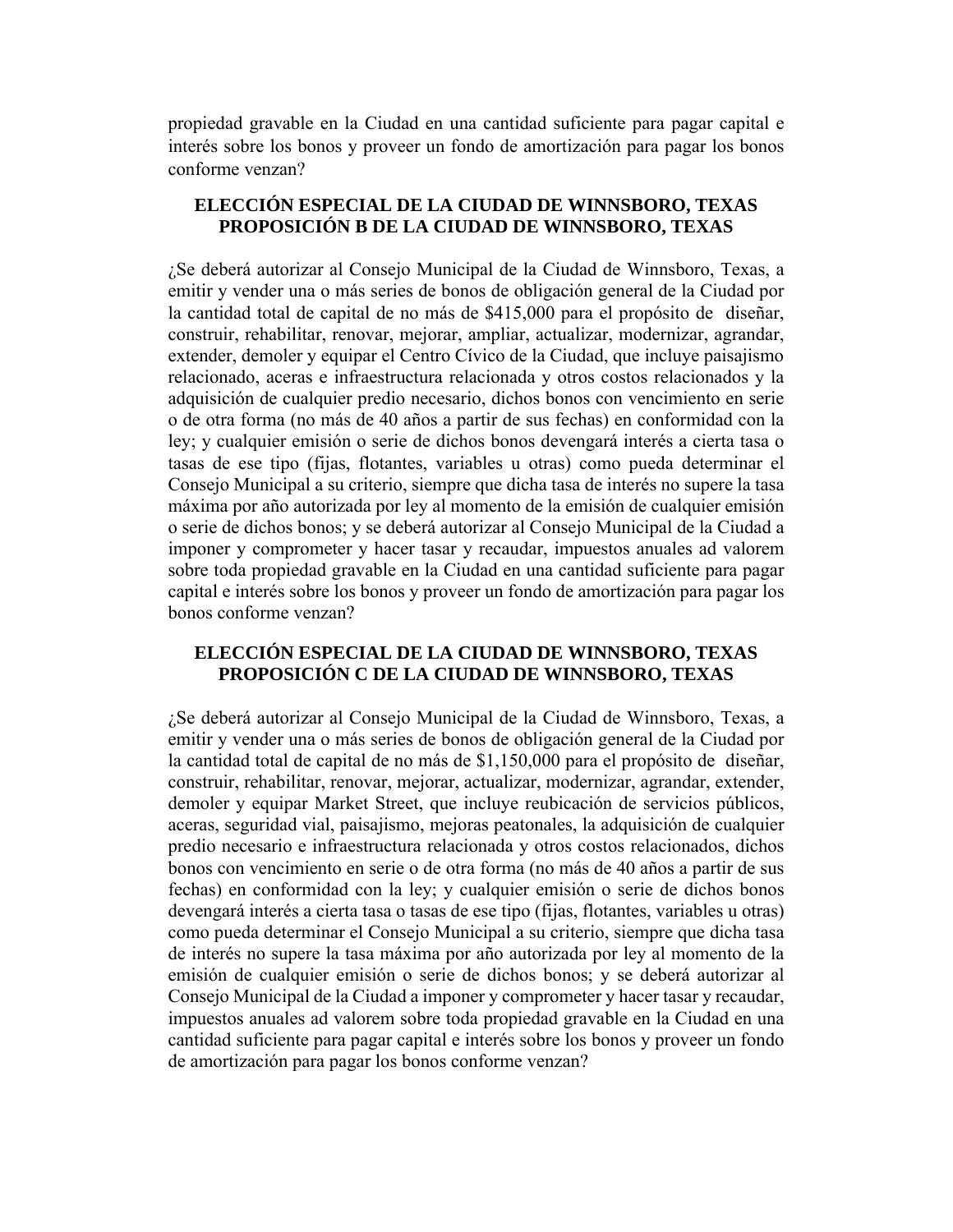propiedad gravable en la Ciudad en una cantidad suficiente para pagar capital e interés sobre los bonos y proveer un fondo de amortización para pagar los bonos conforme venzan?

## ELECCIÓN ESPECIAL DE LA CIUDAD DE WINNSBORO, TEXAS PROPOSICIÓN B DE LA CIUDAD DE WINNSBORO, TEXAS

¿Se deberá autorizar al Consejo Municipal de la Ciudad de Winnsboro, Texas, a emitir y vender una o más series de bonos de obligación general de la Ciudad por la cantidad total de capital de no más de $415,000 para el propósito de diseñar, construir, rehabilitar, renovar, mejorar, ampliar, actualizar, modernizar, agrandar, extender, demoler y equipar el Centro Cívico de la Ciudad, que incluye paisajismo relacionado, aceras e infraestructura relacionada y otros costos relacionados y la adquisición de cualquier predio necesario, dichos bonos con vencimiento en serie o de otra forma (no más de 40 años a partir de sus fechas) en conformidad con la ley; y cualquier emisión o serie de dichos bonos devengará interés a cierta tasa o tasas de ese tipo (fijas, flotantes, variables u otras) como pueda determinar el Consejo Municipal a su criterio, siempre que dicha tasa de interés no supere la tasa máxima por año autorizada por ley al momento de la emisión de cualquier emisión o serie de dichos bonos; y se deberá autorizar al Consejo Municipal de la Ciudad a imponer y comprometer y hacer tasar y recaudar, impuestos anuales ad valorem sobre toda propiedad gravable en la Ciudad en una cantidad suficiente para pagar capital e interés sobre los bonos y proveer un fondo de amortización para pagar los bonos conforme venzan?

## ELECCIÓN ESPECIAL DE LA CIUDAD DE WINNSBORO, TEXAS PROPOSICIÓN C DE LA CIUDAD DE WINNSBORO, TEXAS

¿Se deberá autorizar al Consejo Municipal de la Ciudad de Winnsboro, Texas, a emitir y vender una o más series de bonos de obligación general de la Ciudad por la cantidad total de capital de no más de $1,150,000 para el propósito de diseñar, construir, rehabilitar, renovar, mejorar, actualizar, modernizar, agrandar, extender, demoler y equipar Market Street, que incluye reubicación de servicios públicos, aceras, seguridad vial, paisajismo, mejoras peatonales, la adquisición de cualquier predio necesario e infraestructura relacionada y otros costos relacionados, dichos bonos con vencimiento en serie o de otra forma (no más de 40 años a partir de sus fechas) en conformidad con la ley; y cualquier emisión o serie de dichos bonos devengará interés a cierta tasa o tasas de ese tipo (fijas, flotantes, variables u otras) como pueda determinar el Consejo Municipal a su criterio, siempre que dicha tasa de interés no supere la tasa máxima por año autorizada por ley al momento de la emisión de cualquier emisión o serie de dichos bonos; y se deberá autorizar al Consejo Municipal de la Ciudad a imponer y comprometer y hacer tasar y recaudar, impuestos anuales ad valorem sobre toda propiedad gravable en la Ciudad en una cantidad suficiente para pagar capital e interés sobre los bonos y proveer un fondo de amortización para pagar los bonos conforme venzan?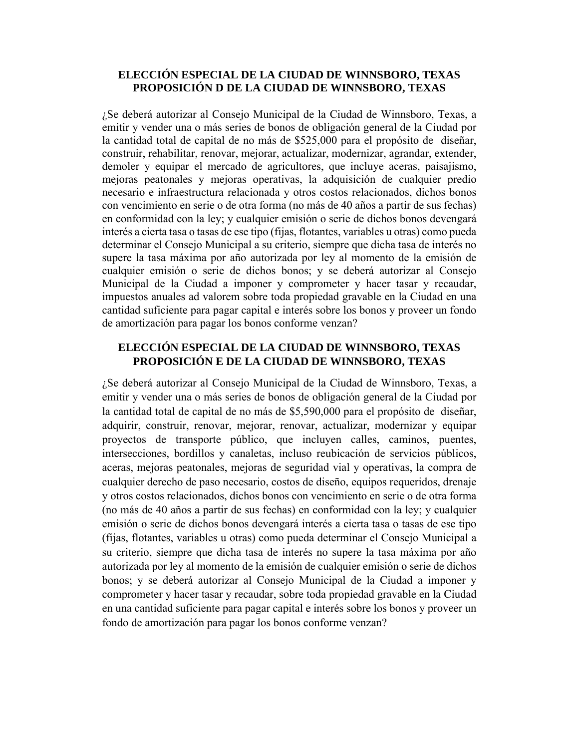**ELECCIÓN ESPECIAL DE LA CIUDAD DE WINNSBORO, TEXAS**
**PROPOSICIÓN D DE LA CIUDAD DE WINNSBORO, TEXAS**

¿Se deberá autorizar al Consejo Municipal de la Ciudad de Winnsboro, Texas, a emitir y vender una o más series de bonos de obligación general de la Ciudad por la cantidad total de capital de no más de $525,000 para el propósito de diseñar, construir, rehabilitar, renovar, mejorar, actualizar, modernizar, agrandar, extender, demoler y equipar el mercado de agricultores, que incluye aceras, paisajismo, mejoras peatonales y mejoras operativas, la adquisición de cualquier predio necesario e infraestructura relacionada y otros costos relacionados, dichos bonos con vencimiento en serie o de otra forma (no más de 40 años a partir de sus fechas) en conformidad con la ley; y cualquier emisión o serie de dichos bonos devengará interés a cierta tasa o tasas de ese tipo (fijas, flotantes, variables u otras) como pueda determinar el Consejo Municipal a su criterio, siempre que dicha tasa de interés no supere la tasa máxima por año autorizada por ley al momento de la emisión de cualquier emisión o serie de dichos bonos; y se deberá autorizar al Consejo Municipal de la Ciudad a imponer y comprometer y hacer tasar y recaudar, impuestos anuales ad valorem sobre toda propiedad gravable en la Ciudad en una cantidad suficiente para pagar capital e interés sobre los bonos y proveer un fondo de amortización para pagar los bonos conforme venzan?

**ELECCIÓN ESPECIAL DE LA CIUDAD DE WINNSBORO, TEXAS**
**PROPOSICIÓN E DE LA CIUDAD DE WINNSBORO, TEXAS**

¿Se deberá autorizar al Consejo Municipal de la Ciudad de Winnsboro, Texas, a emitir y vender una o más series de bonos de obligación general de la Ciudad por la cantidad total de capital de no más de $5,590,000 para el propósito de diseñar, adquirir, construir, renovar, mejorar, renovar, actualizar, modernizar y equipar proyectos de transporte público, que incluyen calles, caminos, puentes, intersecciones, bordillos y canaletas, incluso reubicación de servicios públicos, aceras, mejoras peatonales, mejoras de seguridad vial y operativas, la compra de cualquier derecho de paso necesario, costos de diseño, equipos requeridos, drenaje y otros costos relacionados, dichos bonos con vencimiento en serie o de otra forma (no más de 40 años a partir de sus fechas) en conformidad con la ley; y cualquier emisión o serie de dichos bonos devengará interés a cierta tasa o tasas de ese tipo (fijas, flotantes, variables u otras) como pueda determinar el Consejo Municipal a su criterio, siempre que dicha tasa de interés no supere la tasa máxima por año autorizada por ley al momento de la emisión de cualquier emisión o serie de dichos bonos; y se deberá autorizar al Consejo Municipal de la Ciudad a imponer y comprometer y hacer tasar y recaudar, sobre toda propiedad gravable en la Ciudad en una cantidad suficiente para pagar capital e interés sobre los bonos y proveer un fondo de amortización para pagar los bonos conforme venzan?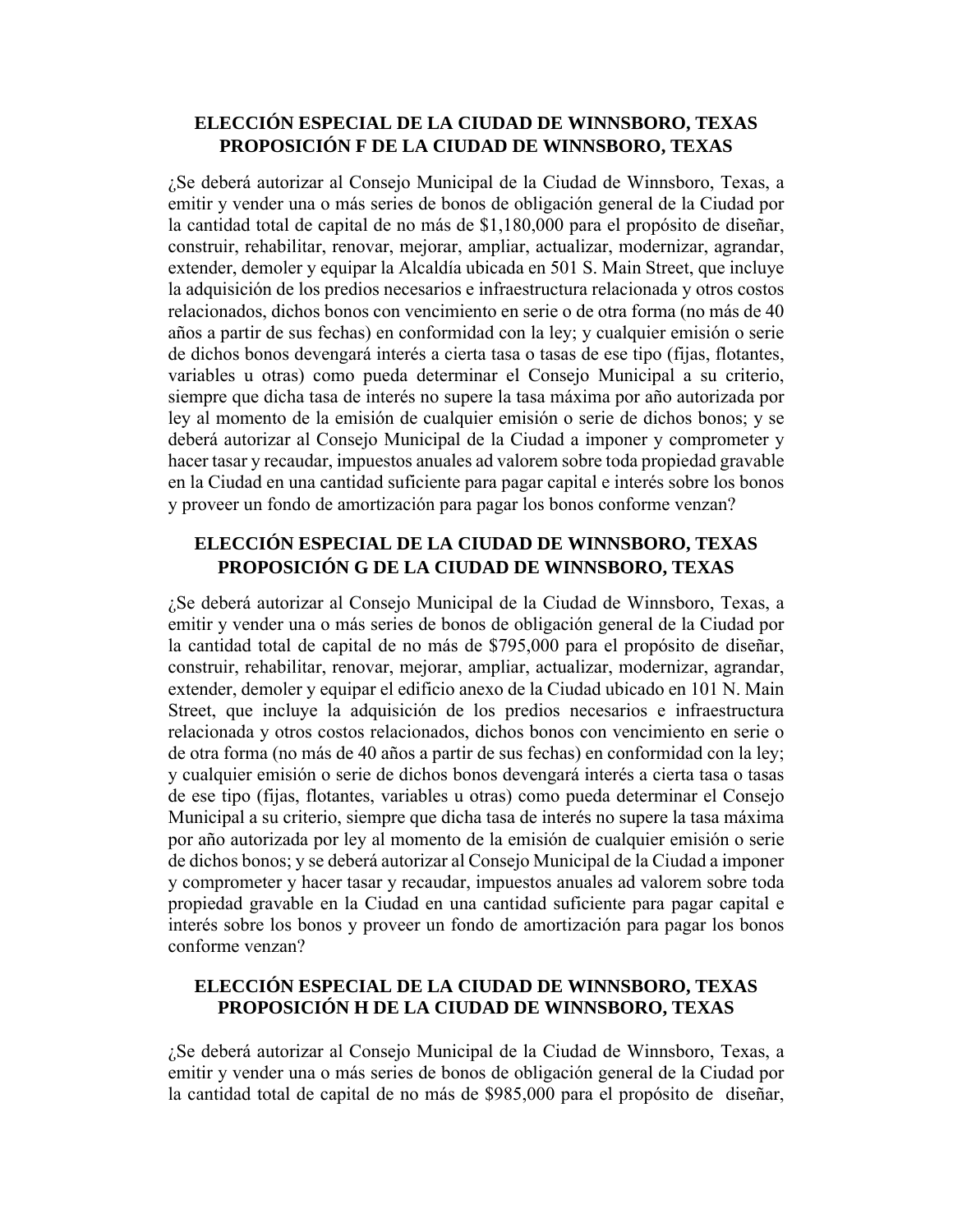## ELECCIÓN ESPECIAL DE LA CIUDAD DE WINNSBORO, TEXAS PROPOSICIÓN F DE LA CIUDAD DE WINNSBORO, TEXAS

¿Se deberá autorizar al Consejo Municipal de la Ciudad de Winnsboro, Texas, a emitir y vender una o más series de bonos de obligación general de la Ciudad por la cantidad total de capital de no más de $1,180,000 para el propósito de diseñar, construir, rehabilitar, renovar, mejorar, ampliar, actualizar, modernizar, agrandar, extender, demoler y equipar la Alcaldía ubicada en 501 S. Main Street, que incluye la adquisición de los predios necesarios e infraestructura relacionada y otros costos relacionados, dichos bonos con vencimiento en serie o de otra forma (no más de 40 años a partir de sus fechas) en conformidad con la ley; y cualquier emisión o serie de dichos bonos devengará interés a cierta tasa o tasas de ese tipo (fijas, flotantes, variables u otras) como pueda determinar el Consejo Municipal a su criterio, siempre que dicha tasa de interés no supere la tasa máxima por año autorizada por ley al momento de la emisión de cualquier emisión o serie de dichos bonos; y se deberá autorizar al Consejo Municipal de la Ciudad a imponer y comprometer y hacer tasar y recaudar, impuestos anuales ad valorem sobre toda propiedad gravable en la Ciudad en una cantidad suficiente para pagar capital e interés sobre los bonos y proveer un fondo de amortización para pagar los bonos conforme venzan?

## ELECCIÓN ESPECIAL DE LA CIUDAD DE WINNSBORO, TEXAS PROPOSICIÓN G DE LA CIUDAD DE WINNSBORO, TEXAS

¿Se deberá autorizar al Consejo Municipal de la Ciudad de Winnsboro, Texas, a emitir y vender una o más series de bonos de obligación general de la Ciudad por la cantidad total de capital de no más de $795,000 para el propósito de diseñar, construir, rehabilitar, renovar, mejorar, ampliar, actualizar, modernizar, agrandar, extender, demoler y equipar el edificio anexo de la Ciudad ubicado en 101 N. Main Street, que incluye la adquisición de los predios necesarios e infraestructura relacionada y otros costos relacionados, dichos bonos con vencimiento en serie o de otra forma (no más de 40 años a partir de sus fechas) en conformidad con la ley; y cualquier emisión o serie de dichos bonos devengará interés a cierta tasa o tasas de ese tipo (fijas, flotantes, variables u otras) como pueda determinar el Consejo Municipal a su criterio, siempre que dicha tasa de interés no supere la tasa máxima por año autorizada por ley al momento de la emisión de cualquier emisión o serie de dichos bonos; y se deberá autorizar al Consejo Municipal de la Ciudad a imponer y comprometer y hacer tasar y recaudar, impuestos anuales ad valorem sobre toda propiedad gravable en la Ciudad en una cantidad suficiente para pagar capital e interés sobre los bonos y proveer un fondo de amortización para pagar los bonos conforme venzan?

## ELECCIÓN ESPECIAL DE LA CIUDAD DE WINNSBORO, TEXAS PROPOSICIÓN H DE LA CIUDAD DE WINNSBORO, TEXAS

¿Se deberá autorizar al Consejo Municipal de la Ciudad de Winnsboro, Texas, a emitir y vender una o más series de bonos de obligación general de la Ciudad por la cantidad total de capital de no más de $985,000 para el propósito de diseñar,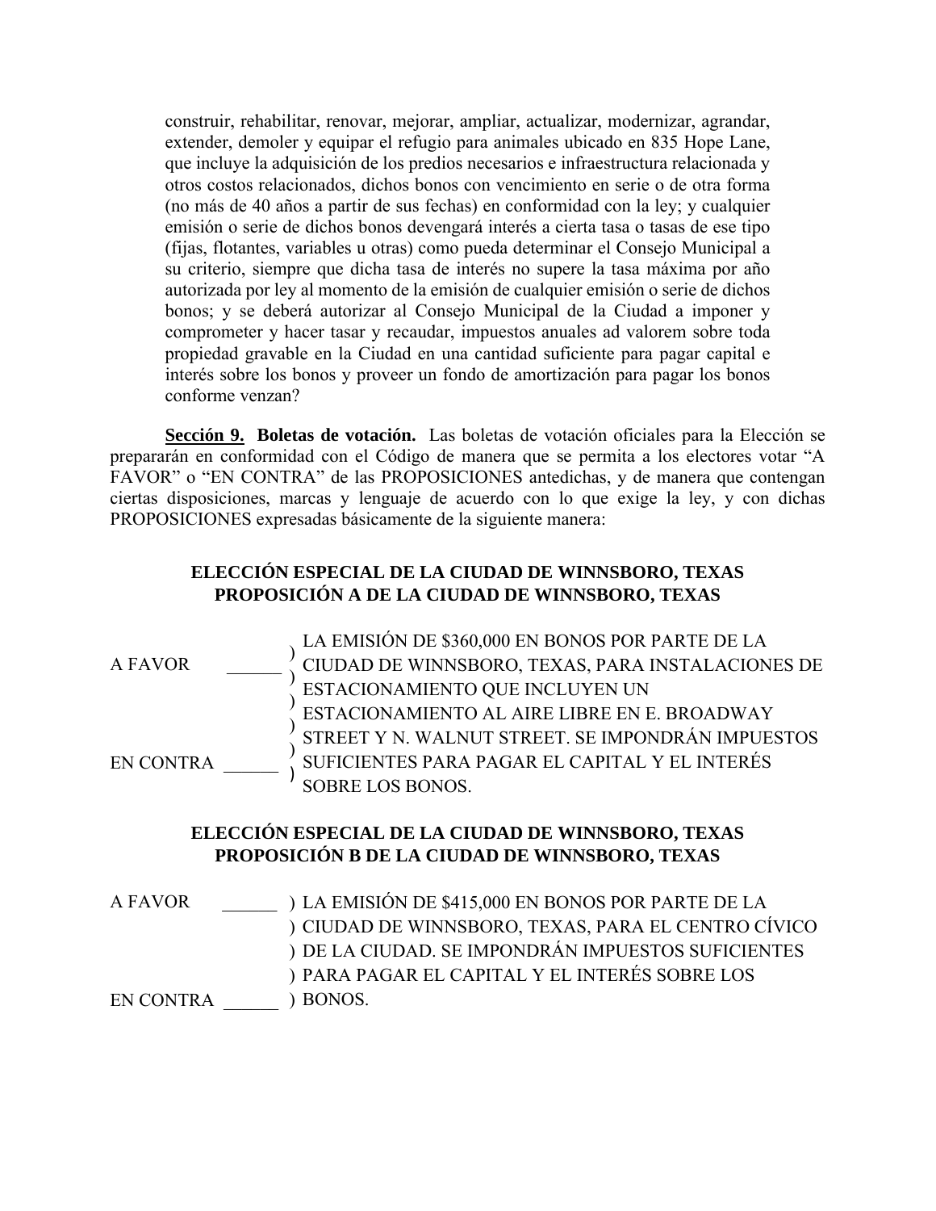construir, rehabilitar, renovar, mejorar, ampliar, actualizar, modernizar, agrandar, extender, demoler y equipar el refugio para animales ubicado en 835 Hope Lane, que incluye la adquisición de los predios necesarios e infraestructura relacionada y otros costos relacionados, dichos bonos con vencimiento en serie o de otra forma (no más de 40 años a partir de sus fechas) en conformidad con la ley; y cualquier emisión o serie de dichos bonos devengará interés a cierta tasa o tasas de ese tipo (fijas, flotantes, variables u otras) como pueda determinar el Consejo Municipal a su criterio, siempre que dicha tasa de interés no supere la tasa máxima por año autorizada por ley al momento de la emisión de cualquier emisión o serie de dichos bonos; y se deberá autorizar al Consejo Municipal de la Ciudad a imponer y comprometer y hacer tasar y recaudar, impuestos anuales ad valorem sobre toda propiedad gravable en la Ciudad en una cantidad suficiente para pagar capital e interés sobre los bonos y proveer un fondo de amortización para pagar los bonos conforme venzan?

**Sección 9. Boletas de votación.** Las boletas de votación oficiales para la Elección se prepararán en conformidad con el Código de manera que se permita a los electores votar "A FAVOR" o "EN CONTRA" de las PROPOSICIONES antedichas, y de manera que contengan ciertas disposiciones, marcas y lenguaje de acuerdo con lo que exige la ley, y con dichas PROPOSICIONES expresadas básicamente de la siguiente manera:

**ELECCIÓN ESPECIAL DE LA CIUDAD DE WINNSBORO, TEXAS**
**PROPOSICIÓN A DE LA CIUDAD DE WINNSBORO, TEXAS**

A FAVOR ______ )
EN CONTRA ______ )

LA EMISIÓN DE $360,000 EN BONOS POR PARTE DE LA CIUDAD DE WINNSBORO, TEXAS, PARA INSTALACIONES DE ESTACIONAMIENTO QUE INCLUYEN UN ESTACIONAMIENTO AL AIRE LIBRE EN E. BROADWAY STREET Y N. WALNUT STREET. SE IMPONDRÁN IMPUESTOS SUFICIENTES PARA PAGAR EL CAPITAL Y EL INTERÉS SOBRE LOS BONOS.

**ELECCIÓN ESPECIAL DE LA CIUDAD DE WINNSBORO, TEXAS**
**PROPOSICIÓN B DE LA CIUDAD DE WINNSBORO, TEXAS**

A FAVOR ______ )
EN CONTRA ______ )

LA EMISIÓN DE $415,000 EN BONOS POR PARTE DE LA CIUDAD DE WINNSBORO, TEXAS, PARA EL CENTRO CÍVICO DE LA CIUDAD. SE IMPONDRÁN IMPUESTOS SUFICIENTES PARA PAGAR EL CAPITAL Y EL INTERÉS SOBRE LOS BONOS.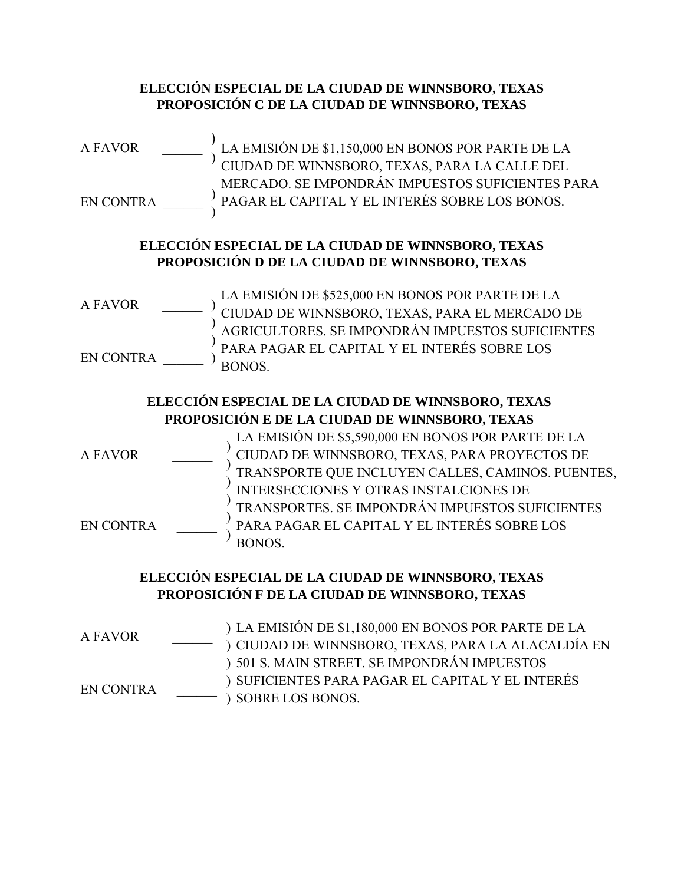**ELECCIÓN ESPECIAL DE LA CIUDAD DE WINNSBORO, TEXAS**
**PROPOSICIÓN C DE LA CIUDAD DE WINNSBORO, TEXAS**

A FAVOR ______ )
EN CONTRA ______ )

LA EMISIÓN DE $1,150,000 EN BONOS POR PARTE DE LA CIUDAD DE WINNSBORO, TEXAS, PARA LA CALLE DEL MERCADO. SE IMPONDRÁN IMPUESTOS SUFICIENTES PARA PAGAR EL CAPITAL Y EL INTERÉS SOBRE LOS BONOS.

**ELECCIÓN ESPECIAL DE LA CIUDAD DE WINNSBORO, TEXAS**
**PROPOSICIÓN D DE LA CIUDAD DE WINNSBORO, TEXAS**

A FAVOR ______ )
EN CONTRA ______ )

LA EMISIÓN DE $525,000 EN BONOS POR PARTE DE LA CIUDAD DE WINNSBORO, TEXAS, PARA EL MERCADO DE AGRICULTORES. SE IMPONDRÁN IMPUESTOS SUFICIENTES PARA PAGAR EL CAPITAL Y EL INTERÉS SOBRE LOS BONOS.

**ELECCIÓN ESPECIAL DE LA CIUDAD DE WINNSBORO, TEXAS**
**PROPOSICIÓN E DE LA CIUDAD DE WINNSBORO, TEXAS**

A FAVOR ______ )
EN CONTRA ______ )

LA EMISIÓN DE $5,590,000 EN BONOS POR PARTE DE LA CIUDAD DE WINNSBORO, TEXAS, PARA PROYECTOS DE TRANSPORTE QUE INCLUYEN CALLES, CAMINOS. PUENTES, INTERSECCIONES Y OTRAS INSTALCIONES DE TRANSPORTES. SE IMPONDRÁN IMPUESTOS SUFICIENTES PARA PAGAR EL CAPITAL Y EL INTERÉS SOBRE LOS BONOS.

**ELECCIÓN ESPECIAL DE LA CIUDAD DE WINNSBORO, TEXAS**
**PROPOSICIÓN F DE LA CIUDAD DE WINNSBORO, TEXAS**

A FAVOR ______ )
EN CONTRA ______ )

LA EMISIÓN DE $1,180,000 EN BONOS POR PARTE DE LA CIUDAD DE WINNSBORO, TEXAS, PARA LA ALACALDÍA EN 501 S. MAIN STREET. SE IMPONDRÁN IMPUESTOS SUFICIENTES PARA PAGAR EL CAPITAL Y EL INTERÉS SOBRE LOS BONOS.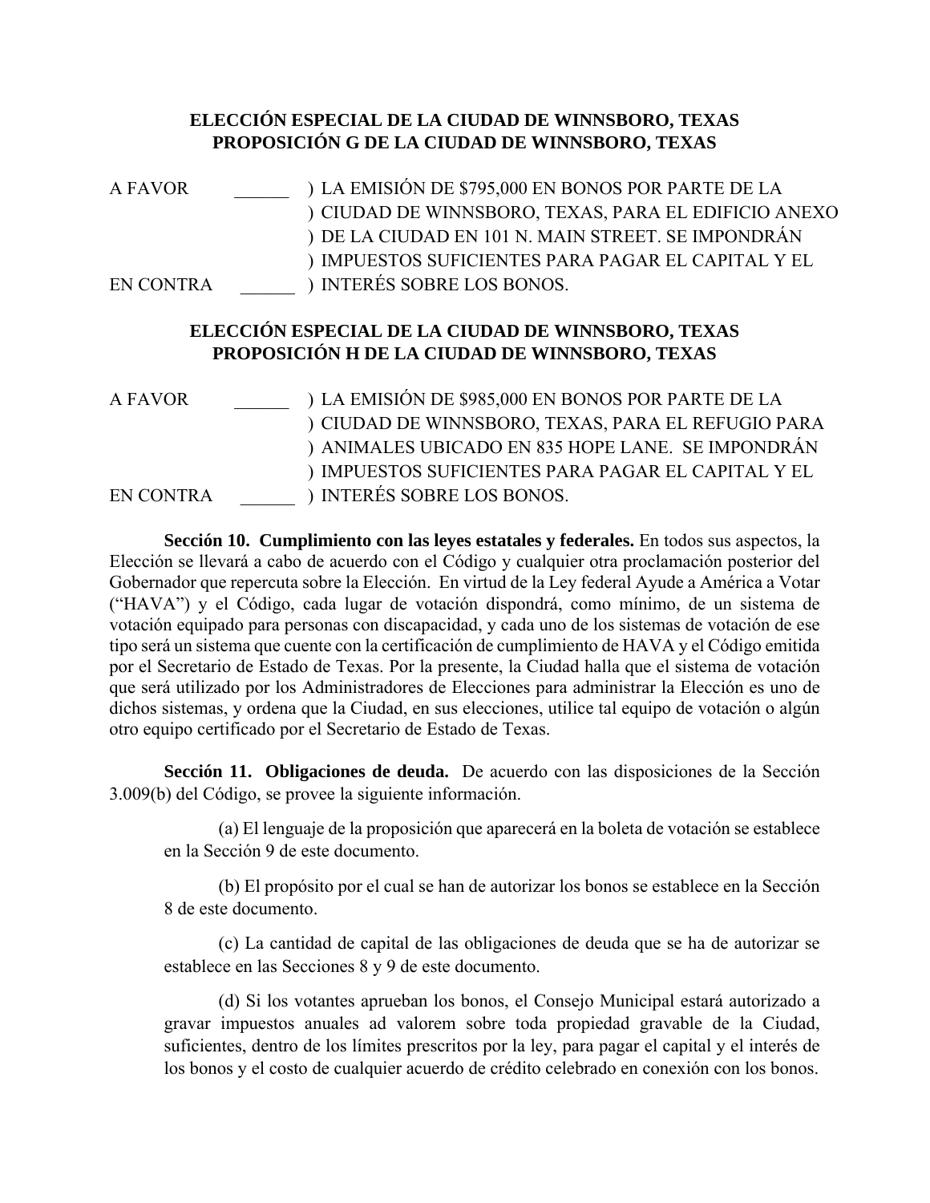**ELECCIÓN ESPECIAL DE LA CIUDAD DE WINNSBORO, TEXAS**
**PROPOSICIÓN G DE LA CIUDAD DE WINNSBORO, TEXAS**

A FAVOR ______ ) LA EMISIÓN DE $795,000 EN BONOS POR PARTE DE LA
) CIUDAD DE WINNSBORO, TEXAS, PARA EL EDIFICIO ANEXO
) DE LA CIUDAD EN 101 N. MAIN STREET. SE IMPONDRÁN
) IMPUESTOS SUFICIENTES PARA PAGAR EL CAPITAL Y EL
EN CONTRA ______ ) INTERÉS SOBRE LOS BONOS.

**ELECCIÓN ESPECIAL DE LA CIUDAD DE WINNSBORO, TEXAS**
**PROPOSICIÓN H DE LA CIUDAD DE WINNSBORO, TEXAS**

A FAVOR ______ ) LA EMISIÓN DE $985,000 EN BONOS POR PARTE DE LA
) CIUDAD DE WINNSBORO, TEXAS, PARA EL REFUGIO PARA
) ANIMALES UBICADO EN 835 HOPE LANE. SE IMPONDRÁN
) IMPUESTOS SUFICIENTES PARA PAGAR EL CAPITAL Y EL
EN CONTRA ______ ) INTERÉS SOBRE LOS BONOS.

**Sección 10. Cumplimiento con las leyes estatales y federales.** En todos sus aspectos, la Elección se llevará a cabo de acuerdo con el Código y cualquier otra proclamación posterior del Gobernador que repercuta sobre la Elección. En virtud de la Ley federal Ayude a América a Votar ("HAVA") y el Código, cada lugar de votación dispondrá, como mínimo, de un sistema de votación equipado para personas con discapacidad, y cada uno de los sistemas de votación de ese tipo será un sistema que cuente con la certificación de cumplimiento de HAVA y el Código emitida por el Secretario de Estado de Texas. Por la presente, la Ciudad halla que el sistema de votación que será utilizado por los Administradores de Elecciones para administrar la Elección es uno de dichos sistemas, y ordena que la Ciudad, en sus elecciones, utilice tal equipo de votación o algún otro equipo certificado por el Secretario de Estado de Texas.

**Sección 11. Obligaciones de deuda.** De acuerdo con las disposiciones de la Sección 3.009(b) del Código, se provee la siguiente información.

(a) El lenguaje de la proposición que aparecerá en la boleta de votación se establece en la Sección 9 de este documento.

(b) El propósito por el cual se han de autorizar los bonos se establece en la Sección 8 de este documento.

(c) La cantidad de capital de las obligaciones de deuda que se ha de autorizar se establece en las Secciones 8 y 9 de este documento.

(d) Si los votantes aprueban los bonos, el Consejo Municipal estará autorizado a gravar impuestos anuales ad valorem sobre toda propiedad gravable de la Ciudad, suficientes, dentro de los límites prescritos por la ley, para pagar el capital y el interés de los bonos y el costo de cualquier acuerdo de crédito celebrado en conexión con los bonos.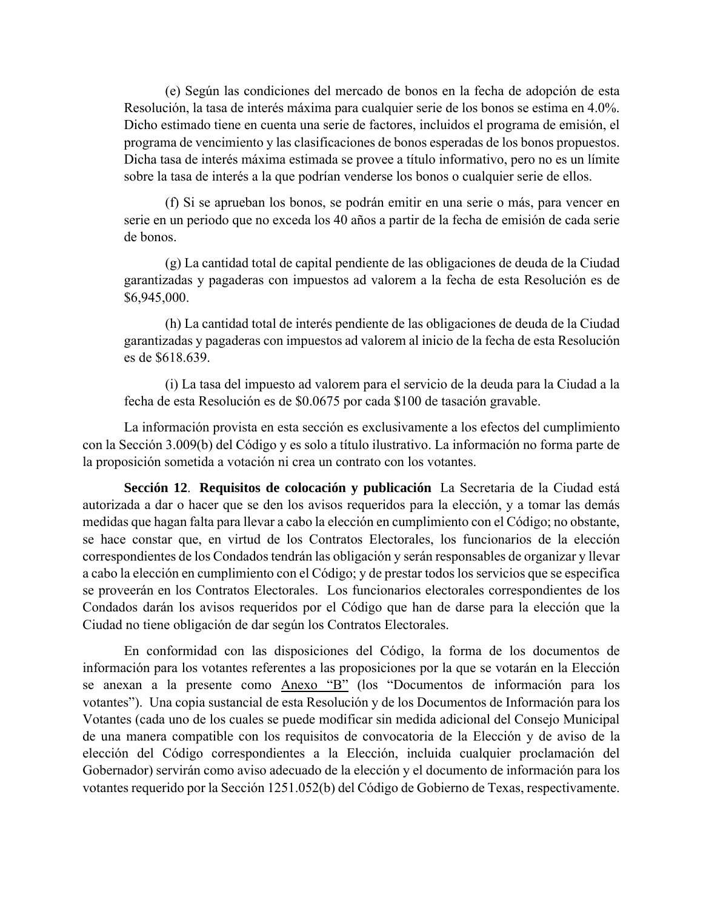(e) Según las condiciones del mercado de bonos en la fecha de adopción de esta Resolución, la tasa de interés máxima para cualquier serie de los bonos se estima en 4.0%. Dicho estimado tiene en cuenta una serie de factores, incluidos el programa de emisión, el programa de vencimiento y las clasificaciones de bonos esperadas de los bonos propuestos. Dicha tasa de interés máxima estimada se provee a título informativo, pero no es un límite sobre la tasa de interés a la que podrían venderse los bonos o cualquier serie de ellos.

(f) Si se aprueban los bonos, se podrán emitir en una serie o más, para vencer en serie en un periodo que no exceda los 40 años a partir de la fecha de emisión de cada serie de bonos.

(g) La cantidad total de capital pendiente de las obligaciones de deuda de la Ciudad garantizadas y pagaderas con impuestos ad valorem a la fecha de esta Resolución es de $6,945,000.

(h) La cantidad total de interés pendiente de las obligaciones de deuda de la Ciudad garantizadas y pagaderas con impuestos ad valorem al inicio de la fecha de esta Resolución es de $618.639.

(i) La tasa del impuesto ad valorem para el servicio de la deuda para la Ciudad a la fecha de esta Resolución es de $0.0675 por cada $100 de tasación gravable.

La información provista en esta sección es exclusivamente a los efectos del cumplimiento con la Sección 3.009(b) del Código y es solo a título ilustrativo. La información no forma parte de la proposición sometida a votación ni crea un contrato con los votantes.

**Sección 12**. **Requisitos de colocación y publicación** La Secretaria de la Ciudad está autorizada a dar o hacer que se den los avisos requeridos para la elección, y a tomar las demás medidas que hagan falta para llevar a cabo la elección en cumplimiento con el Código; no obstante, se hace constar que, en virtud de los Contratos Electorales, los funcionarios de la elección correspondientes de los Condados tendrán las obligación y serán responsables de organizar y llevar a cabo la elección en cumplimiento con el Código; y de prestar todos los servicios que se especifica se proveerán en los Contratos Electorales. Los funcionarios electorales correspondientes de los Condados darán los avisos requeridos por el Código que han de darse para la elección que la Ciudad no tiene obligación de dar según los Contratos Electorales.

En conformidad con las disposiciones del Código, la forma de los documentos de información para los votantes referentes a las proposiciones por la que se votarán en la Elección se anexan a la presente como Anexo "B" (los "Documentos de información para los votantes"). Una copia sustancial de esta Resolución y de los Documentos de Información para los Votantes (cada uno de los cuales se puede modificar sin medida adicional del Consejo Municipal de una manera compatible con los requisitos de convocatoria de la Elección y de aviso de la elección del Código correspondientes a la Elección, incluida cualquier proclamación del Gobernador) servirán como aviso adecuado de la elección y el documento de información para los votantes requerido por la Sección 1251.052(b) del Código de Gobierno de Texas, respectivamente.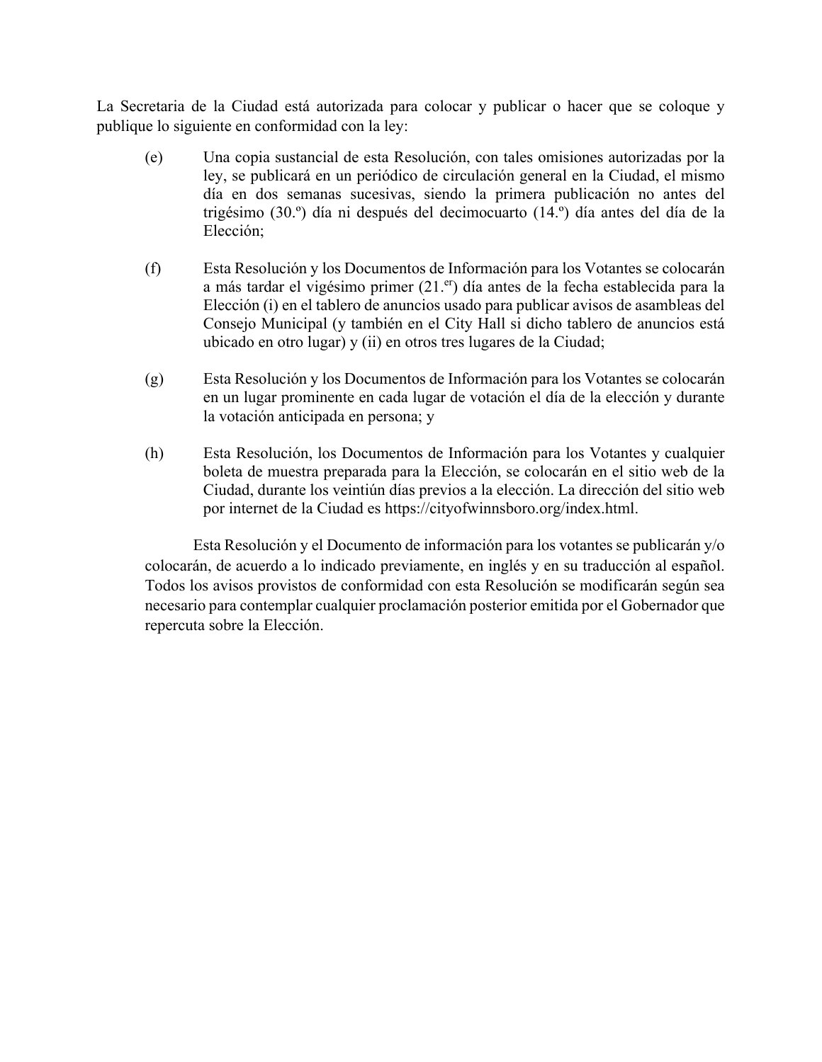La Secretaria de la Ciudad está autorizada para colocar y publicar o hacer que se coloque y publique lo siguiente en conformidad con la ley:

(e) Una copia sustancial de esta Resolución, con tales omisiones autorizadas por la ley, se publicará en un periódico de circulación general en la Ciudad, el mismo día en dos semanas sucesivas, siendo la primera publicación no antes del trigésimo (30.º) día ni después del decimocuarto (14.º) día antes del día de la Elección;

(f) Esta Resolución y los Documentos de Información para los Votantes se colocarán a más tardar el vigésimo primer (21.er) día antes de la fecha establecida para la Elección (i) en el tablero de anuncios usado para publicar avisos de asambleas del Consejo Municipal (y también en el City Hall si dicho tablero de anuncios está ubicado en otro lugar) y (ii) en otros tres lugares de la Ciudad;

(g) Esta Resolución y los Documentos de Información para los Votantes se colocarán en un lugar prominente en cada lugar de votación el día de la elección y durante la votación anticipada en persona; y

(h) Esta Resolución, los Documentos de Información para los Votantes y cualquier boleta de muestra preparada para la Elección, se colocarán en el sitio web de la Ciudad, durante los veintiún días previos a la elección. La dirección del sitio web por internet de la Ciudad es https://cityofwinnsboro.org/index.html.

Esta Resolución y el Documento de información para los votantes se publicarán y/o colocarán, de acuerdo a lo indicado previamente, en inglés y en su traducción al español. Todos los avisos provistos de conformidad con esta Resolución se modificarán según sea necesario para contemplar cualquier proclamación posterior emitida por el Gobernador que repercuta sobre la Elección.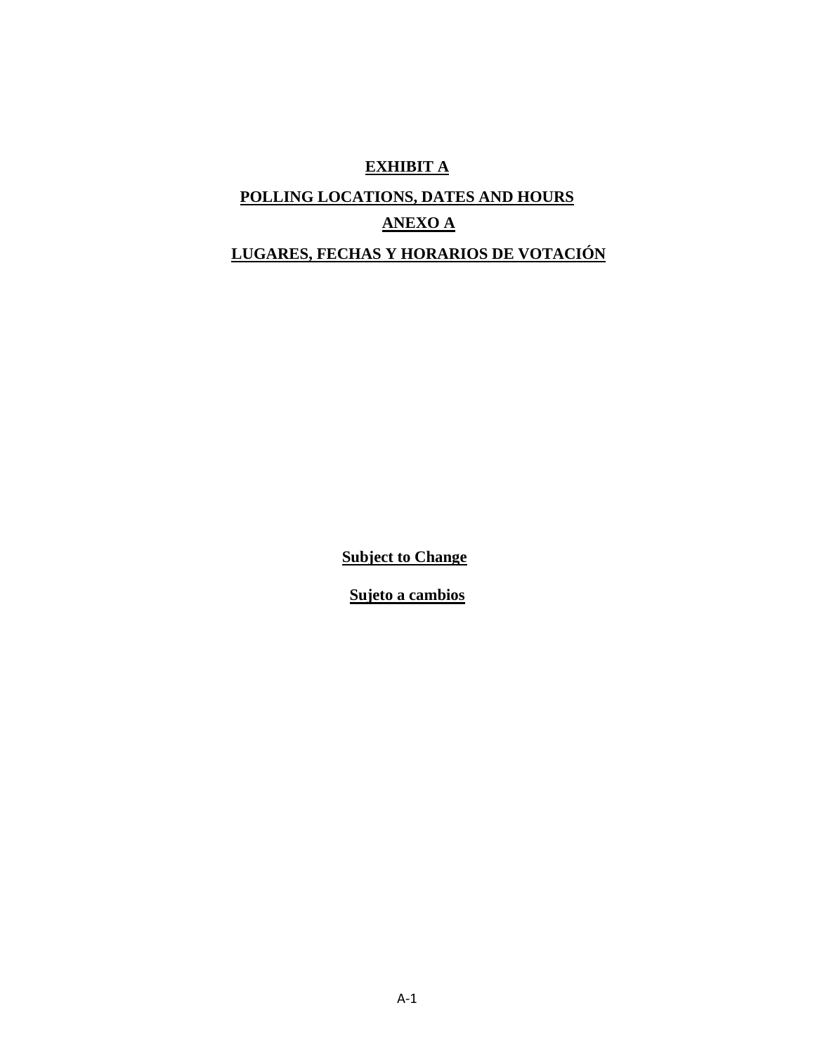# **EXHIBIT A**

# **POLLING LOCATIONS, DATES AND HOURS**

# **ANEXO A**

# **LUGARES, FECHAS Y HORARIOS DE VOTACIÓN**

**Subject to Change**

**Sujeto a cambios**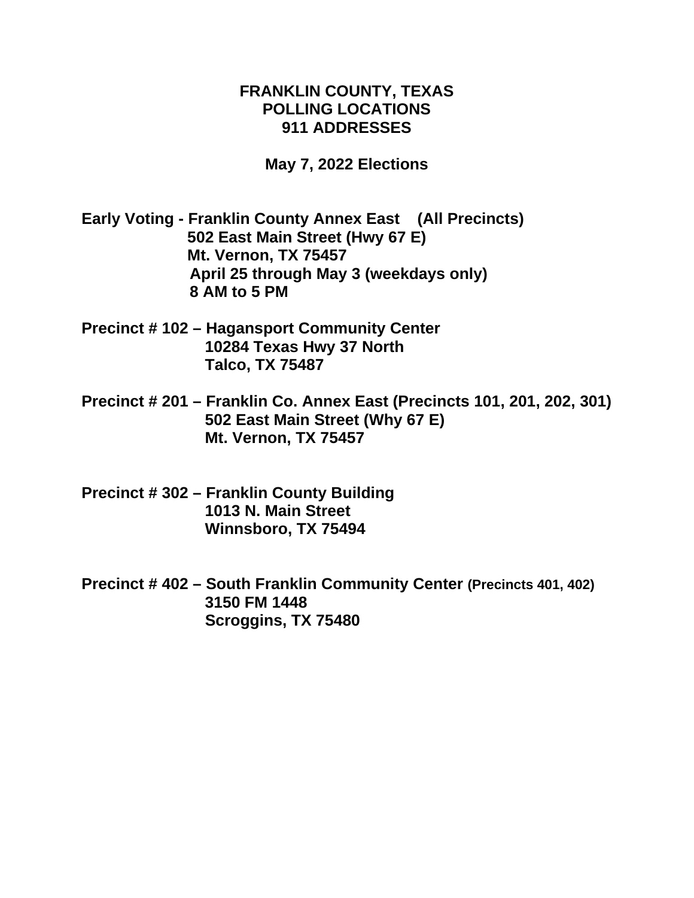**FRANKLIN COUNTY, TEXAS**
**POLLING LOCATIONS**
**911 ADDRESSES**

**May 7, 2022 Elections**

**Early Voting - Franklin County Annex East (All Precincts)**
**502 East Main Street (Hwy 67 E)**
**Mt. Vernon, TX 75457**
**April 25 through May 3 (weekdays only)**
**8 AM to 5 PM**

**Precinct # 102 – Hagansport Community Center**
**10284 Texas Hwy 37 North**
**Talco, TX 75487**

**Precinct # 201 – Franklin Co. Annex East (Precincts 101, 201, 202, 301)**
**502 East Main Street (Why 67 E)**
**Mt. Vernon, TX 75457**

**Precinct # 302 – Franklin County Building**
**1013 N. Main Street**
**Winnsboro, TX 75494**

**Precinct # 402 – South Franklin Community Center (Precincts 401, 402)**
**3150 FM 1448**
**Scroggins, TX 75480**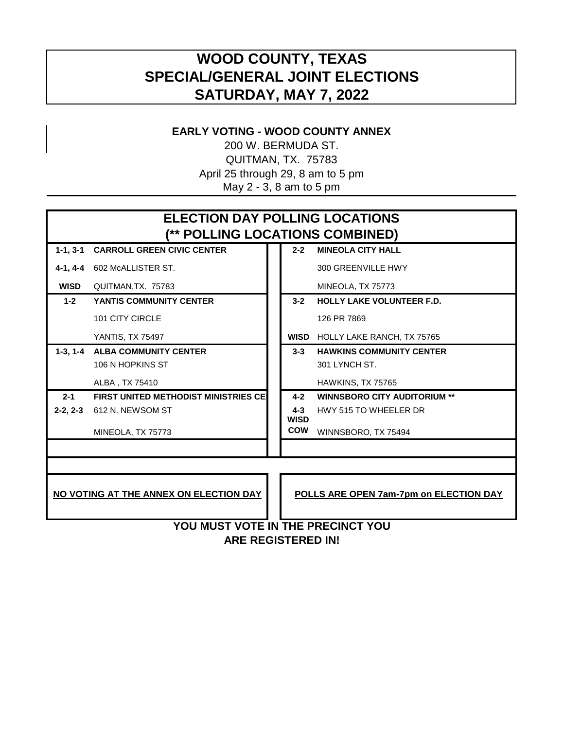# WOOD COUNTY, TEXAS
# SPECIAL/GENERAL JOINT ELECTIONS
# SATURDAY, MAY 7, 2022

**EARLY VOTING - WOOD COUNTY ANNEX**

200 W. BERMUDA ST.
QUITMAN, TX. 75783
April 25 through 29, 8 am to 5 pm
May 2 - 3, 8 am to 5 pm

## ELECTION DAY POLLING LOCATIONS
## (** POLLING LOCATIONS COMBINED)

| Precinct | Location | Precinct | Location |
|---|---|---|---|
| **1-1, 3-1** | **CARROLL GREEN CIVIC CENTER** | **2-2** | **MINEOLA CITY HALL** |
| **4-1, 4-4** | 602 McALLISTER ST. | | 300 GREENVILLE HWY |
| **WISD** | QUITMAN,TX. 75783 | | MINEOLA, TX 75773 |
| **1-2** | **YANTIS COMMUNITY CENTER** | **3-2** | **HOLLY LAKE VOLUNTEER F.D.** |
| | 101 CITY CIRCLE | | 126 PR 7869 |
| | YANTIS, TX 75497 | **WISD** | HOLLY LAKE RANCH, TX 75765 |
| **1-3, 1-4** | **ALBA COMMUNITY CENTER** | **3-3** | **HAWKINS COMMUNITY CENTER** |
| | 106 N HOPKINS ST | | 301 LYNCH ST. |
| | ALBA , TX 75410 | | HAWKINS, TX 75765 |
| **2-1** | **FIRST UNITED METHODIST MINISTRIES CE** | **4-2** | **WINNSBORO CITY AUDITORIUM ** ** |
| **2-2, 2-3** | 612 N. NEWSOM ST | **4-3 WISD** | HWY 515 TO WHEELER DR |
| | MINEOLA, TX 75773 | **COW** | WINNSBORO, TX 75494 |

**NO VOTING AT THE ANNEX ON ELECTION DAY**

**POLLS ARE OPEN 7am-7pm on ELECTION DAY**

**YOU MUST VOTE IN THE PRECINCT YOU ARE REGISTERED IN!**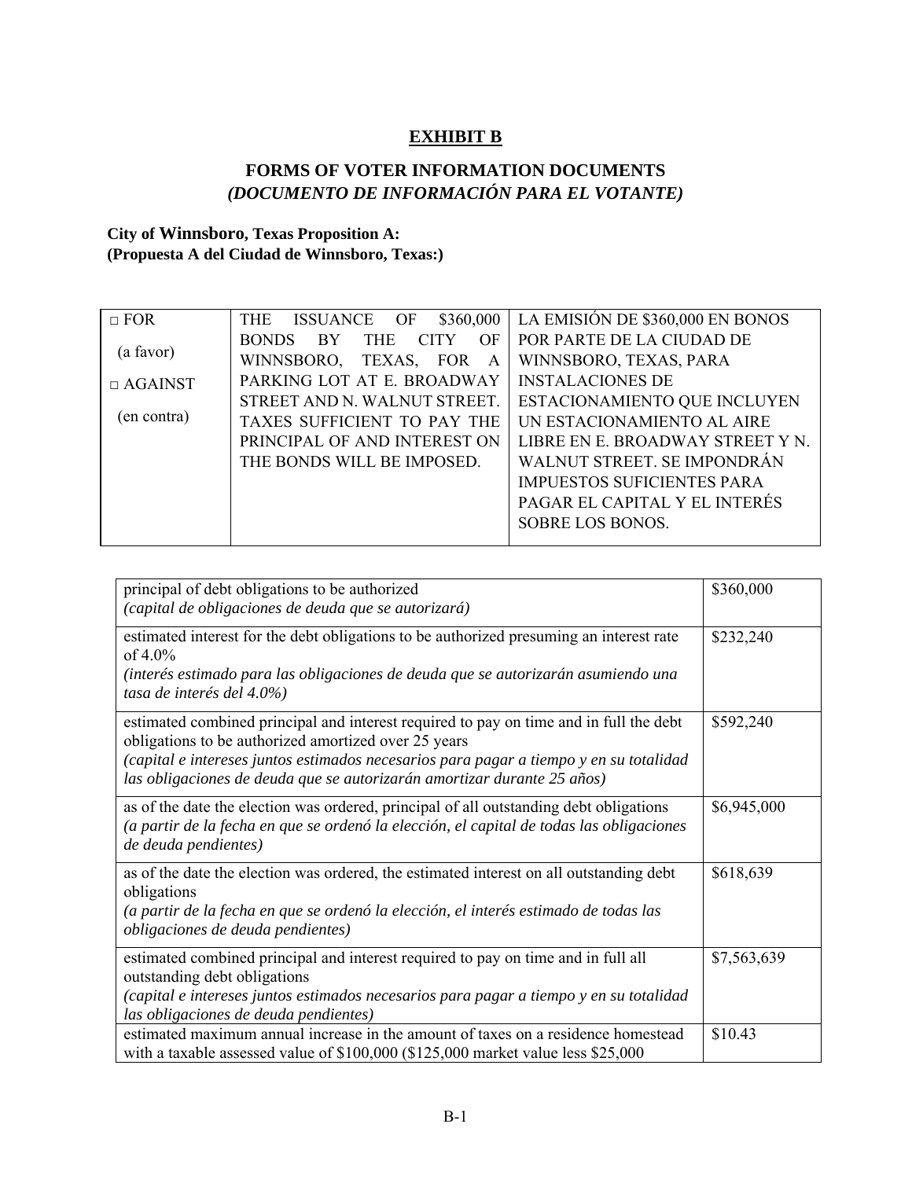# EXHIBIT B

## FORMS OF VOTER INFORMATION DOCUMENTS
## *(DOCUMENTO DE INFORMACIÓN PARA EL VOTANTE)*

**City of Winnsboro, Texas Proposition A:**
**(Propuesta A del Ciudad de Winnsboro, Texas:)**

| | | |
|---|---|---|
| □ FOR<br>(a favor)<br>□ AGAINST<br>(en contra) | THE ISSUANCE OF $360,000 BONDS BY THE CITY OF WINNSBORO, TEXAS, FOR A PARKING LOT AT E. BROADWAY STREET AND N. WALNUT STREET. TAXES SUFFICIENT TO PAY THE PRINCIPAL OF AND INTEREST ON THE BONDS WILL BE IMPOSED. | LA EMISIÓN DE $360,000 EN BONOS POR PARTE DE LA CIUDAD DE WINNSBORO, TEXAS, PARA INSTALACIONES DE ESTACIONAMIENTO QUE INCLUYEN UN ESTACIONAMIENTO AL AIRE LIBRE EN E. BROADWAY STREET Y N. WALNUT STREET. SE IMPONDRÁN IMPUESTOS SUFICIENTES PARA PAGAR EL CAPITAL Y EL INTERÉS SOBRE LOS BONOS. |

| | |
|---|---|
| principal of debt obligations to be authorized<br>*(capital de obligaciones de deuda que se autorizará)* | $360,000 |
| estimated interest for the debt obligations to be authorized presuming an interest rate of 4.0%<br>*(interés estimado para las obligaciones de deuda que se autorizarán asumiendo una tasa de interés del 4.0%)* | $232,240 |
| estimated combined principal and interest required to pay on time and in full the debt obligations to be authorized amortized over 25 years<br>*(capital e intereses juntos estimados necesarios para pagar a tiempo y en su totalidad las obligaciones de deuda que se autorizarán amortizar durante 25 años)* | $592,240 |
| as of the date the election was ordered, principal of all outstanding debt obligations<br>*(a partir de la fecha en que se ordenó la elección, el capital de todas las obligaciones de deuda pendientes)* | $6,945,000 |
| as of the date the election was ordered, the estimated interest on all outstanding debt obligations<br>*(a partir de la fecha en que se ordenó la elección, el interés estimado de todas las obligaciones de deuda pendientes)* | $618,639 |
| estimated combined principal and interest required to pay on time and in full all outstanding debt obligations<br>*(capital e intereses juntos estimados necesarios para pagar a tiempo y en su totalidad las obligaciones de deuda pendientes)* | $7,563,639 |
| estimated maximum annual increase in the amount of taxes on a residence homestead with a taxable assessed value of $100,000 ($125,000 market value less $25,000 | $10.43 |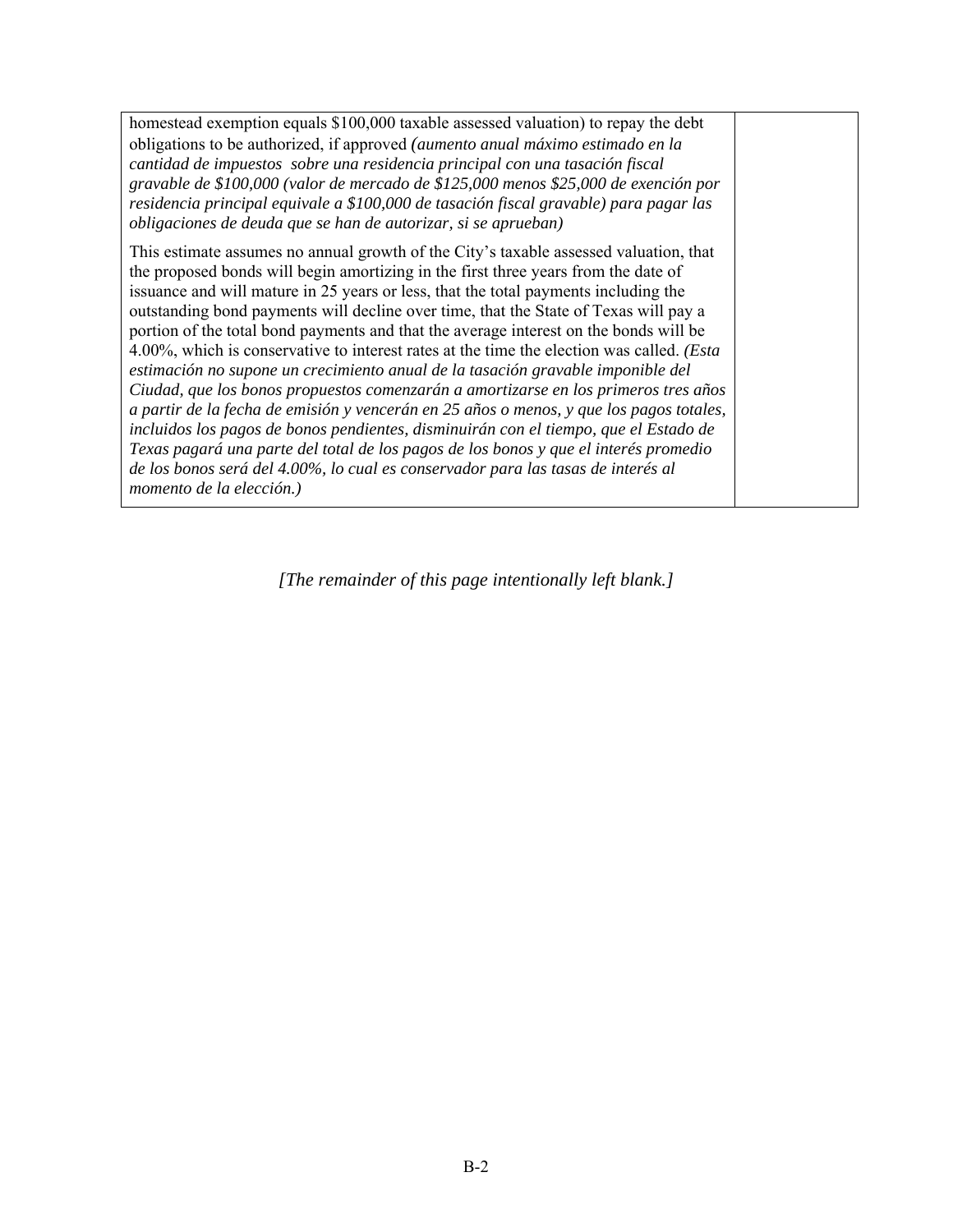| | |
|---|---|
| homestead exemption equals $100,000 taxable assessed valuation) to repay the debt obligations to be authorized, if approved *(aumento anual máximo estimado en la cantidad de impuestos sobre una residencia principal con una tasación fiscal gravable de $100,000 (valor de mercado de $125,000 menos $25,000 de exención por residencia principal equivale a $100,000 de tasación fiscal gravable) para pagar las obligaciones de deuda que se han de autorizar, si se aprueban)*<br><br>This estimate assumes no annual growth of the City's taxable assessed valuation, that the proposed bonds will begin amortizing in the first three years from the date of issuance and will mature in 25 years or less, that the total payments including the outstanding bond payments will decline over time, that the State of Texas will pay a portion of the total bond payments and that the average interest on the bonds will be 4.00%, which is conservative to interest rates at the time the election was called. *(Esta estimación no supone un crecimiento anual de la tasación gravable imponible del Ciudad, que los bonos propuestos comenzarán a amortizarse en los primeros tres años a partir de la fecha de emisión y vencerán en 25 años o menos, y que los pagos totales, incluidos los pagos de bonos pendientes, disminuirán con el tiempo, que el Estado de Texas pagará una parte del total de los pagos de los bonos y que el interés promedio de los bonos será del 4.00%, lo cual es conservador para las tasas de interés al momento de la elección.)* | |

*[The remainder of this page intentionally left blank.]*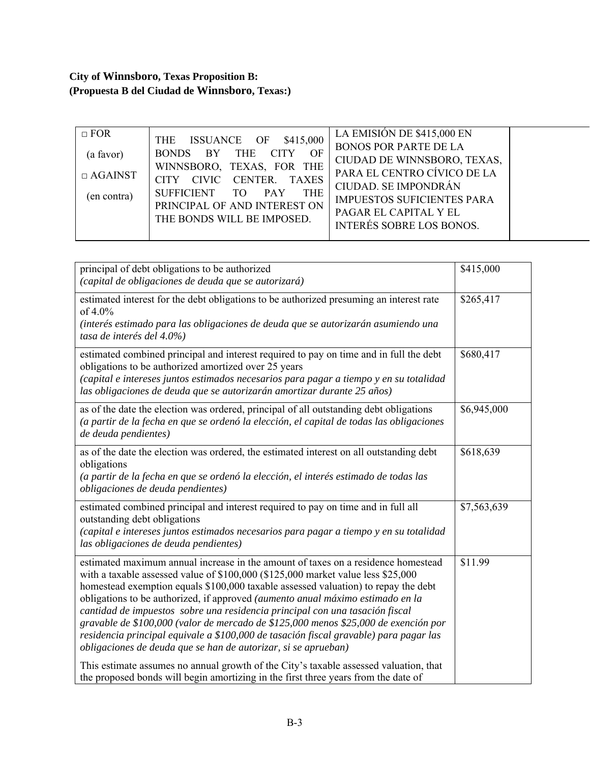**City of Winnsboro, Texas Proposition B:**
**(Propuesta B del Ciudad de Winnsboro, Texas:)**

| | | | |
|---|---|---|---|
| □ FOR<br>(a favor)<br>□ AGAINST<br>(en contra) | THE ISSUANCE OF $415,000 BONDS BY THE CITY OF WINNSBORO, TEXAS, FOR THE CITY CIVIC CENTER. TAXES SUFFICIENT TO PAY THE PRINCIPAL OF AND INTEREST ON THE BONDS WILL BE IMPOSED. | LA EMISIÓN DE $415,000 EN BONOS POR PARTE DE LA CIUDAD DE WINNSBORO, TEXAS, PARA EL CENTRO CÍVICO DE LA CIUDAD. SE IMPONDRÁN IMPUESTOS SUFICIENTES PARA PAGAR EL CAPITAL Y EL INTERÉS SOBRE LOS BONOS. | |

| | |
|---|---|
| principal of debt obligations to be authorized<br>*(capital de obligaciones de deuda que se autorizará)* | $415,000 |
| estimated interest for the debt obligations to be authorized presuming an interest rate of 4.0%<br>*(interés estimado para las obligaciones de deuda que se autorizarán asumiendo una tasa de interés del 4.0%)* | $265,417 |
| estimated combined principal and interest required to pay on time and in full the debt obligations to be authorized amortized over 25 years<br>*(capital e intereses juntos estimados necesarios para pagar a tiempo y en su totalidad las obligaciones de deuda que se autorizarán amortizar durante 25 años)* | $680,417 |
| as of the date the election was ordered, principal of all outstanding debt obligations<br>*(a partir de la fecha en que se ordenó la elección, el capital de todas las obligaciones de deuda pendientes)* | $6,945,000 |
| as of the date the election was ordered, the estimated interest on all outstanding debt obligations<br>*(a partir de la fecha en que se ordenó la elección, el interés estimado de todas las obligaciones de deuda pendientes)* | $618,639 |
| estimated combined principal and interest required to pay on time and in full all outstanding debt obligations<br>*(capital e intereses juntos estimados necesarios para pagar a tiempo y en su totalidad las obligaciones de deuda pendientes)* | $7,563,639 |
| estimated maximum annual increase in the amount of taxes on a residence homestead with a taxable assessed value of $100,000 ($125,000 market value less $25,000 homestead exemption equals $100,000 taxable assessed valuation) to repay the debt obligations to be authorized, if approved *(aumento anual máximo estimado en la cantidad de impuestos sobre una residencia principal con una tasación fiscal gravable de $100,000 (valor de mercado de $125,000 menos $25,000 de exención por residencia principal equivale a $100,000 de tasación fiscal gravable) para pagar las obligaciones de deuda que se han de autorizar, si se aprueban)*<br><br>This estimate assumes no annual growth of the City's taxable assessed valuation, that the proposed bonds will begin amortizing in the first three years from the date of | $11.99 |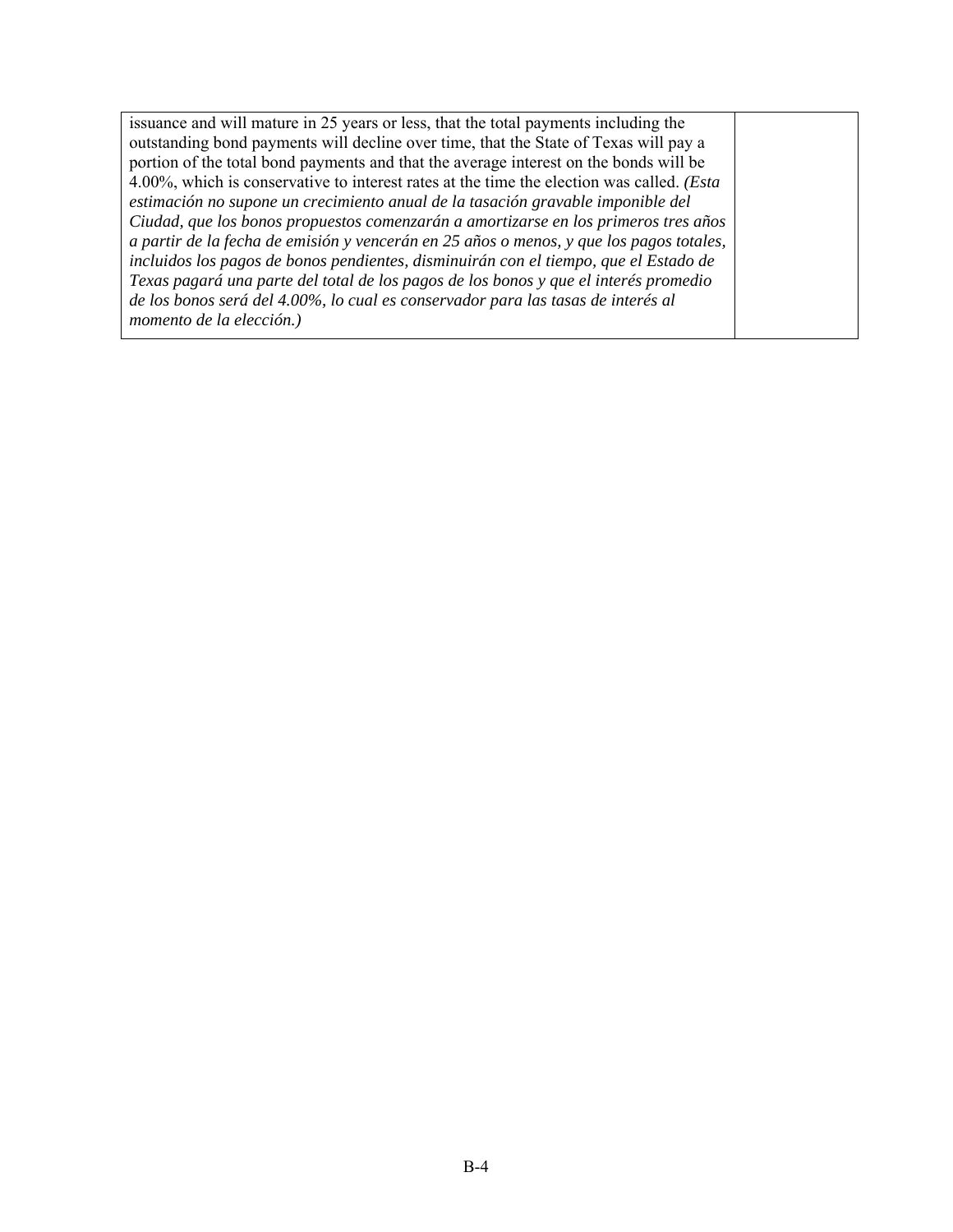| | |
|---|---|
| issuance and will mature in 25 years or less, that the total payments including the outstanding bond payments will decline over time, that the State of Texas will pay a portion of the total bond payments and that the average interest on the bonds will be 4.00%, which is conservative to interest rates at the time the election was called. *(Esta estimación no supone un crecimiento anual de la tasación gravable imponible del Ciudad, que los bonos propuestos comenzarán a amortizarse en los primeros tres años a partir de la fecha de emisión y vencerán en 25 años o menos, y que los pagos totales, incluidos los pagos de bonos pendientes, disminuirán con el tiempo, que el Estado de Texas pagará una parte del total de los pagos de los bonos y que el interés promedio de los bonos será del 4.00%, lo cual es conservador para las tasas de interés al momento de la elección.)* | |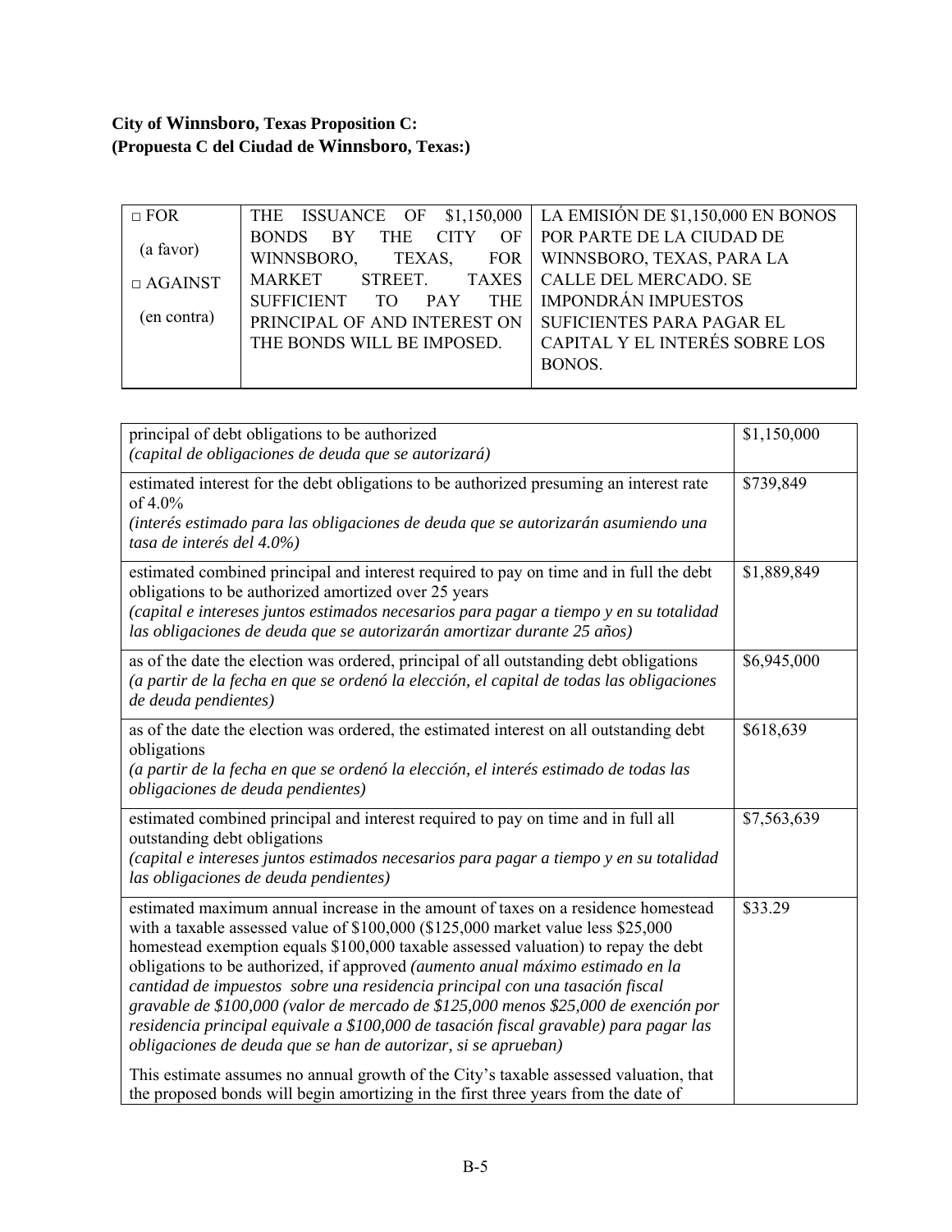**City of Winnsboro, Texas Proposition C:**
**(Propuesta C del Ciudad de Winnsboro, Texas:)**

| | | |
|---|---|---|
| □ FOR<br><br>(a favor)<br><br>□ AGAINST<br><br>(en contra) | THE ISSUANCE OF $1,150,000 BONDS BY THE CITY OF WINNSBORO, TEXAS, FOR MARKET STREET. TAXES SUFFICIENT TO PAY THE PRINCIPAL OF AND INTEREST ON THE BONDS WILL BE IMPOSED. | LA EMISIÓN DE $1,150,000 EN BONOS POR PARTE DE LA CIUDAD DE WINNSBORO, TEXAS, PARA LA CALLE DEL MERCADO. SE IMPONDRÁN IMPUESTOS SUFICIENTES PARA PAGAR EL CAPITAL Y EL INTERÉS SOBRE LOS BONOS. |

| | |
|---|---|
| principal of debt obligations to be authorized<br>*(capital de obligaciones de deuda que se autorizará)* | $1,150,000 |
| estimated interest for the debt obligations to be authorized presuming an interest rate of 4.0%<br>*(interés estimado para las obligaciones de deuda que se autorizarán asumiendo una tasa de interés del 4.0%)* | $739,849 |
| estimated combined principal and interest required to pay on time and in full the debt obligations to be authorized amortized over 25 years<br>*(capital e intereses juntos estimados necesarios para pagar a tiempo y en su totalidad las obligaciones de deuda que se autorizarán amortizar durante 25 años)* | $1,889,849 |
| as of the date the election was ordered, principal of all outstanding debt obligations<br>*(a partir de la fecha en que se ordenó la elección, el capital de todas las obligaciones de deuda pendientes)* | $6,945,000 |
| as of the date the election was ordered, the estimated interest on all outstanding debt obligations<br>*(a partir de la fecha en que se ordenó la elección, el interés estimado de todas las obligaciones de deuda pendientes)* | $618,639 |
| estimated combined principal and interest required to pay on time and in full all outstanding debt obligations<br>*(capital e intereses juntos estimados necesarios para pagar a tiempo y en su totalidad las obligaciones de deuda pendientes)* | $7,563,639 |
| estimated maximum annual increase in the amount of taxes on a residence homestead with a taxable assessed value of $100,000 ($125,000 market value less $25,000 homestead exemption equals $100,000 taxable assessed valuation) to repay the debt obligations to be authorized, if approved *(aumento anual máximo estimado en la cantidad de impuestos sobre una residencia principal con una tasación fiscal gravable de $100,000 (valor de mercado de $125,000 menos $25,000 de exención por residencia principal equivale a $100,000 de tasación fiscal gravable) para pagar las obligaciones de deuda que se han de autorizar, si se aprueban)*<br><br>This estimate assumes no annual growth of the City's taxable assessed valuation, that the proposed bonds will begin amortizing in the first three years from the date of | $33.29 |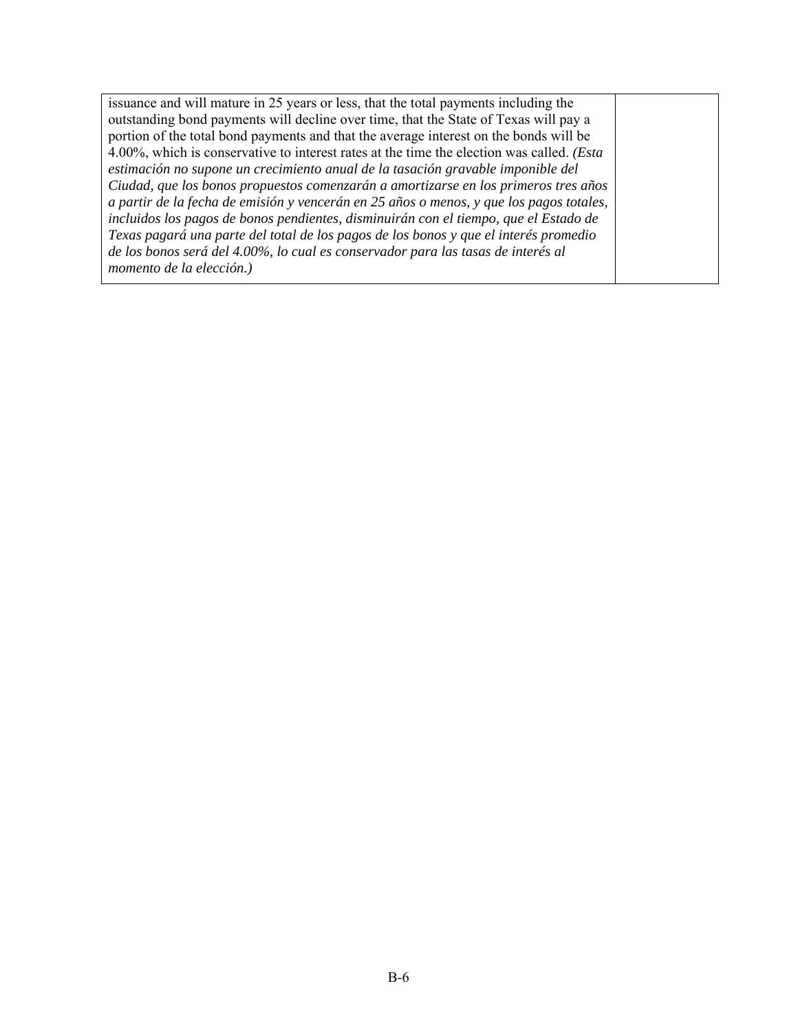| | |
|---|---|
| issuance and will mature in 25 years or less, that the total payments including the outstanding bond payments will decline over time, that the State of Texas will pay a portion of the total bond payments and that the average interest on the bonds will be 4.00%, which is conservative to interest rates at the time the election was called. *(Esta estimación no supone un crecimiento anual de la tasación gravable imponible del Ciudad, que los bonos propuestos comenzarán a amortizarse en los primeros tres años a partir de la fecha de emisión y vencerán en 25 años o menos, y que los pagos totales, incluidos los pagos de bonos pendientes, disminuirán con el tiempo, que el Estado de Texas pagará una parte del total de los pagos de los bonos y que el interés promedio de los bonos será del 4.00%, lo cual es conservador para las tasas de interés al momento de la elección.)* | |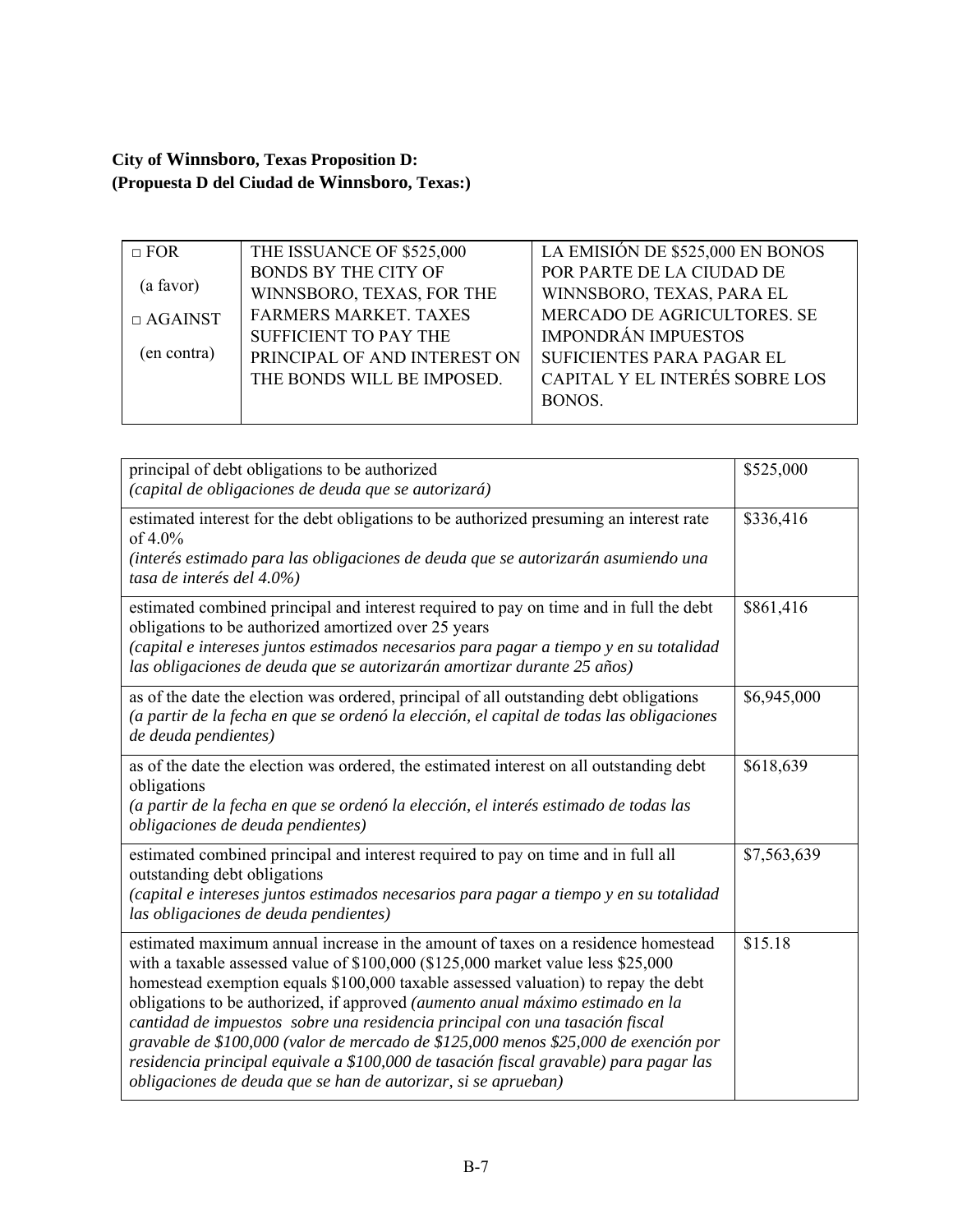**City of Winnsboro, Texas Proposition D:**
**(Propuesta D del Ciudad de Winnsboro, Texas:)**

| | | |
|---|---|---|
| □ FOR (a favor) □ AGAINST (en contra) | THE ISSUANCE OF $525,000 BONDS BY THE CITY OF WINNSBORO, TEXAS, FOR THE FARMERS MARKET. TAXES SUFFICIENT TO PAY THE PRINCIPAL OF AND INTEREST ON THE BONDS WILL BE IMPOSED. | LA EMISIÓN DE $525,000 EN BONOS POR PARTE DE LA CIUDAD DE WINNSBORO, TEXAS, PARA EL MERCADO DE AGRICULTORES. SE IMPONDRÁN IMPUESTOS SUFICIENTES PARA PAGAR EL CAPITAL Y EL INTERÉS SOBRE LOS BONOS. |

| | |
|---|---|
| principal of debt obligations to be authorized *(capital de obligaciones de deuda que se autorizará)* | $525,000 |
| estimated interest for the debt obligations to be authorized presuming an interest rate of 4.0% *(interés estimado para las obligaciones de deuda que se autorizarán asumiendo una tasa de interés del 4.0%)* | $336,416 |
| estimated combined principal and interest required to pay on time and in full the debt obligations to be authorized amortized over 25 years *(capital e intereses juntos estimados necesarios para pagar a tiempo y en su totalidad las obligaciones de deuda que se autorizarán amortizar durante 25 años)* | $861,416 |
| as of the date the election was ordered, principal of all outstanding debt obligations *(a partir de la fecha en que se ordenó la elección, el capital de todas las obligaciones de deuda pendientes)* | $6,945,000 |
| as of the date the election was ordered, the estimated interest on all outstanding debt obligations *(a partir de la fecha en que se ordenó la elección, el interés estimado de todas las obligaciones de deuda pendientes)* | $618,639 |
| estimated combined principal and interest required to pay on time and in full all outstanding debt obligations *(capital e intereses juntos estimados necesarios para pagar a tiempo y en su totalidad las obligaciones de deuda pendientes)* | $7,563,639 |
| estimated maximum annual increase in the amount of taxes on a residence homestead with a taxable assessed value of $100,000 ($125,000 market value less $25,000 homestead exemption equals $100,000 taxable assessed valuation) to repay the debt obligations to be authorized, if approved *(aumento anual máximo estimado en la cantidad de impuestos sobre una residencia principal con una tasación fiscal gravable de $100,000 (valor de mercado de $125,000 menos $25,000 de exención por residencia principal equivale a $100,000 de tasación fiscal gravable) para pagar las obligaciones de deuda que se han de autorizar, si se aprueban)* | $15.18 |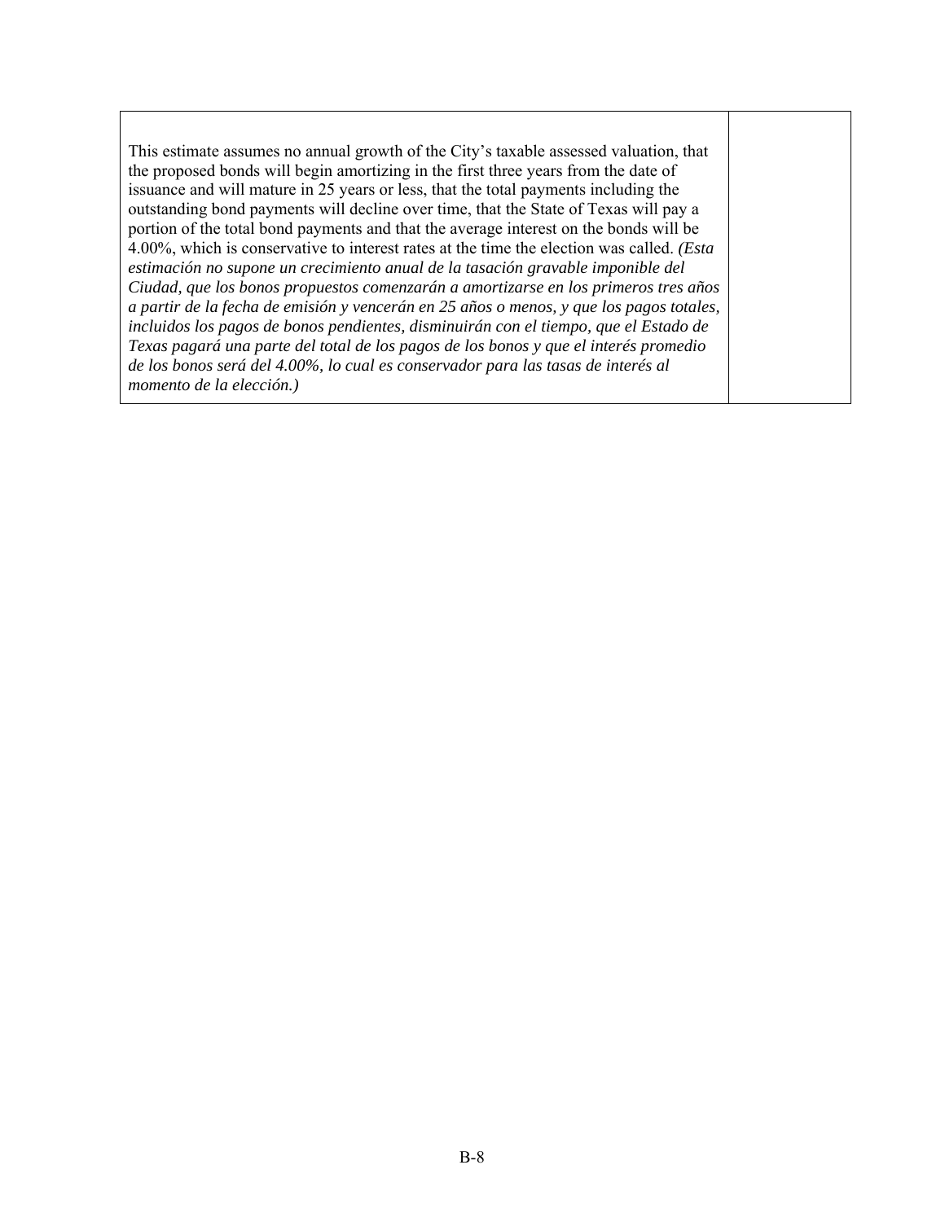| | |
|---|---|
| This estimate assumes no annual growth of the City's taxable assessed valuation, that the proposed bonds will begin amortizing in the first three years from the date of issuance and will mature in 25 years or less, that the total payments including the outstanding bond payments will decline over time, that the State of Texas will pay a portion of the total bond payments and that the average interest on the bonds will be 4.00%, which is conservative to interest rates at the time the election was called. *(Esta estimación no supone un crecimiento anual de la tasación gravable imponible del Ciudad, que los bonos propuestos comenzarán a amortizarse en los primeros tres años a partir de la fecha de emisión y vencerán en 25 años o menos, y que los pagos totales, incluidos los pagos de bonos pendientes, disminuirán con el tiempo, que el Estado de Texas pagará una parte del total de los pagos de los bonos y que el interés promedio de los bonos será del 4.00%, lo cual es conservador para las tasas de interés al momento de la elección.)* | |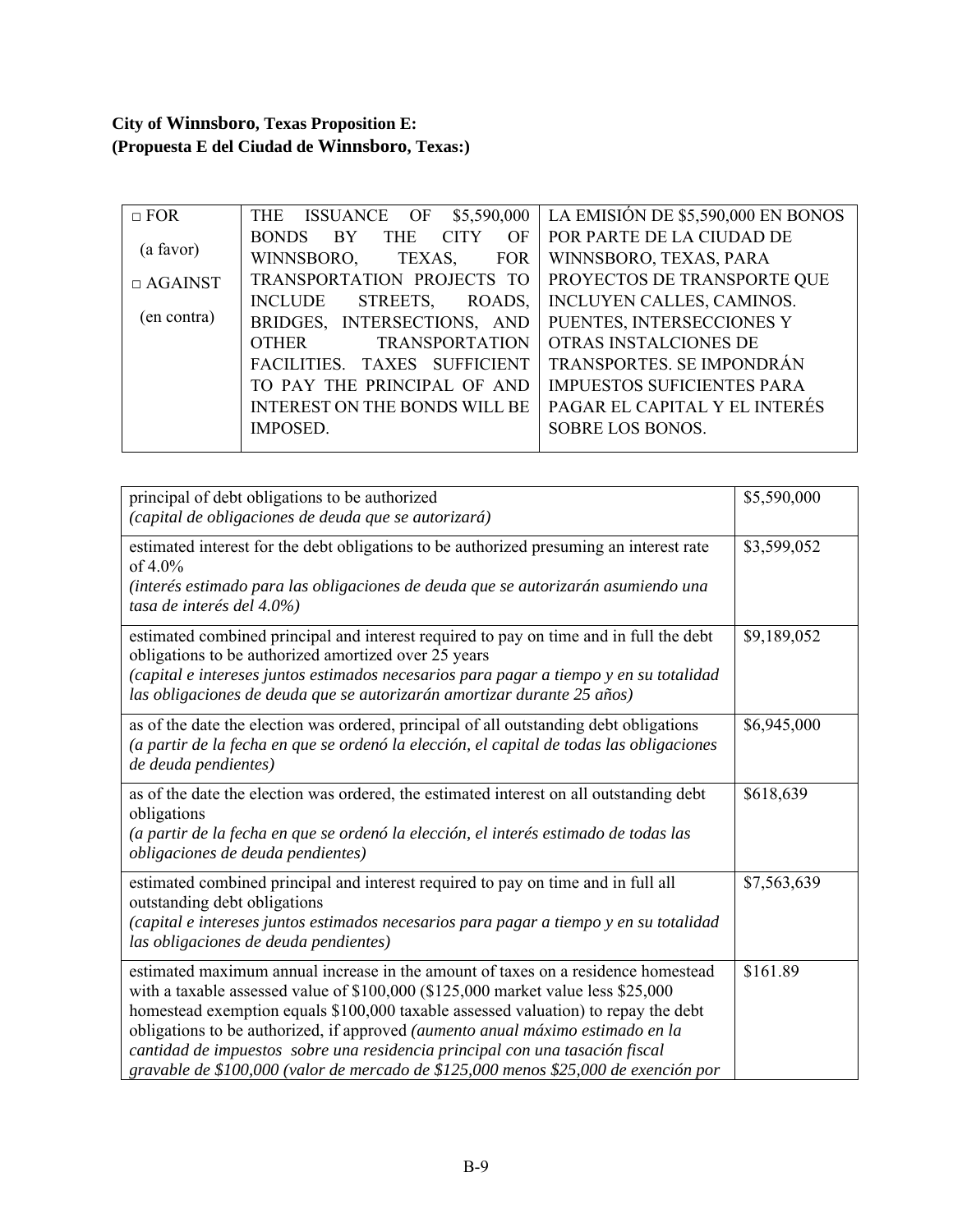**City of Winnsboro, Texas Proposition E:**
**(Propuesta E del Ciudad de Winnsboro, Texas:)**

| | | |
|---|---|---|
| □ FOR<br><br>(a favor)<br><br>□ AGAINST<br><br>(en contra) | THE ISSUANCE OF $5,590,000 BONDS BY THE CITY OF WINNSBORO, TEXAS, FOR TRANSPORTATION PROJECTS TO INCLUDE STREETS, ROADS, BRIDGES, INTERSECTIONS, AND OTHER TRANSPORTATION FACILITIES. TAXES SUFFICIENT TO PAY THE PRINCIPAL OF AND INTEREST ON THE BONDS WILL BE IMPOSED. | LA EMISIÓN DE $5,590,000 EN BONOS POR PARTE DE LA CIUDAD DE WINNSBORO, TEXAS, PARA PROYECTOS DE TRANSPORTE QUE INCLUYEN CALLES, CAMINOS. PUENTES, INTERSECCIONES Y OTRAS INSTALCIONES DE TRANSPORTES. SE IMPONDRÁN IMPUESTOS SUFICIENTES PARA PAGAR EL CAPITAL Y EL INTERÉS SOBRE LOS BONOS. |

| | |
|---|---|
| principal of debt obligations to be authorized<br>*(capital de obligaciones de deuda que se autorizará)* | $5,590,000 |
| estimated interest for the debt obligations to be authorized presuming an interest rate of 4.0%<br>*(interés estimado para las obligaciones de deuda que se autorizarán asumiendo una tasa de interés del 4.0%)* | $3,599,052 |
| estimated combined principal and interest required to pay on time and in full the debt obligations to be authorized amortized over 25 years<br>*(capital e intereses juntos estimados necesarios para pagar a tiempo y en su totalidad las obligaciones de deuda que se autorizarán amortizar durante 25 años)* | $9,189,052 |
| as of the date the election was ordered, principal of all outstanding debt obligations<br>*(a partir de la fecha en que se ordenó la elección, el capital de todas las obligaciones de deuda pendientes)* | $6,945,000 |
| as of the date the election was ordered, the estimated interest on all outstanding debt obligations<br>*(a partir de la fecha en que se ordenó la elección, el interés estimado de todas las obligaciones de deuda pendientes)* | $618,639 |
| estimated combined principal and interest required to pay on time and in full all outstanding debt obligations<br>*(capital e intereses juntos estimados necesarios para pagar a tiempo y en su totalidad las obligaciones de deuda pendientes)* | $7,563,639 |
| estimated maximum annual increase in the amount of taxes on a residence homestead with a taxable assessed value of $100,000 ($125,000 market value less $25,000 homestead exemption equals $100,000 taxable assessed valuation) to repay the debt obligations to be authorized, if approved *(aumento anual máximo estimado en la cantidad de impuestos sobre una residencia principal con una tasación fiscal gravable de $100,000 (valor de mercado de $125,000 menos $25,000 de exención por* | $161.89 |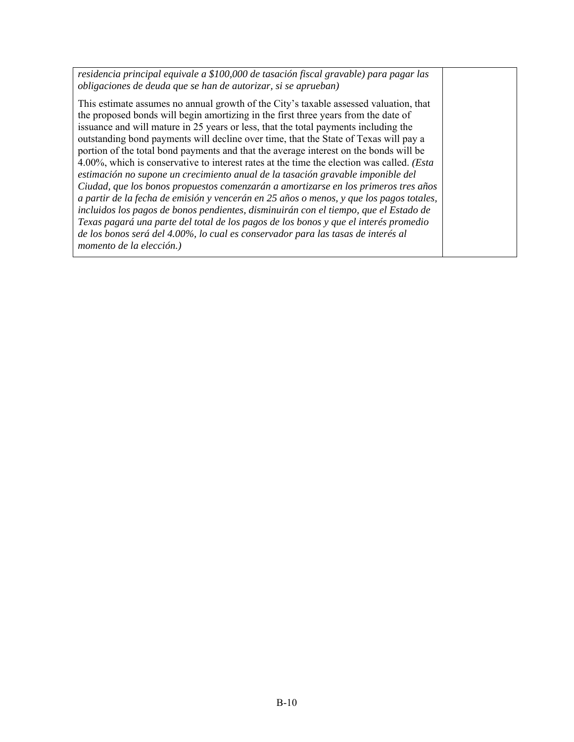| | |
|---|---|
| *residencia principal equivale a $100,000 de tasación fiscal gravable) para pagar las obligaciones de deuda que se han de autorizar, si se aprueban)*<br><br>This estimate assumes no annual growth of the City's taxable assessed valuation, that the proposed bonds will begin amortizing in the first three years from the date of issuance and will mature in 25 years or less, that the total payments including the outstanding bond payments will decline over time, that the State of Texas will pay a portion of the total bond payments and that the average interest on the bonds will be 4.00%, which is conservative to interest rates at the time the election was called. *(Esta estimación no supone un crecimiento anual de la tasación gravable imponible del Ciudad, que los bonos propuestos comenzarán a amortizarse en los primeros tres años a partir de la fecha de emisión y vencerán en 25 años o menos, y que los pagos totales, incluidos los pagos de bonos pendientes, disminuirán con el tiempo, que el Estado de Texas pagará una parte del total de los pagos de los bonos y que el interés promedio de los bonos será del 4.00%, lo cual es conservador para las tasas de interés al momento de la elección.)* | |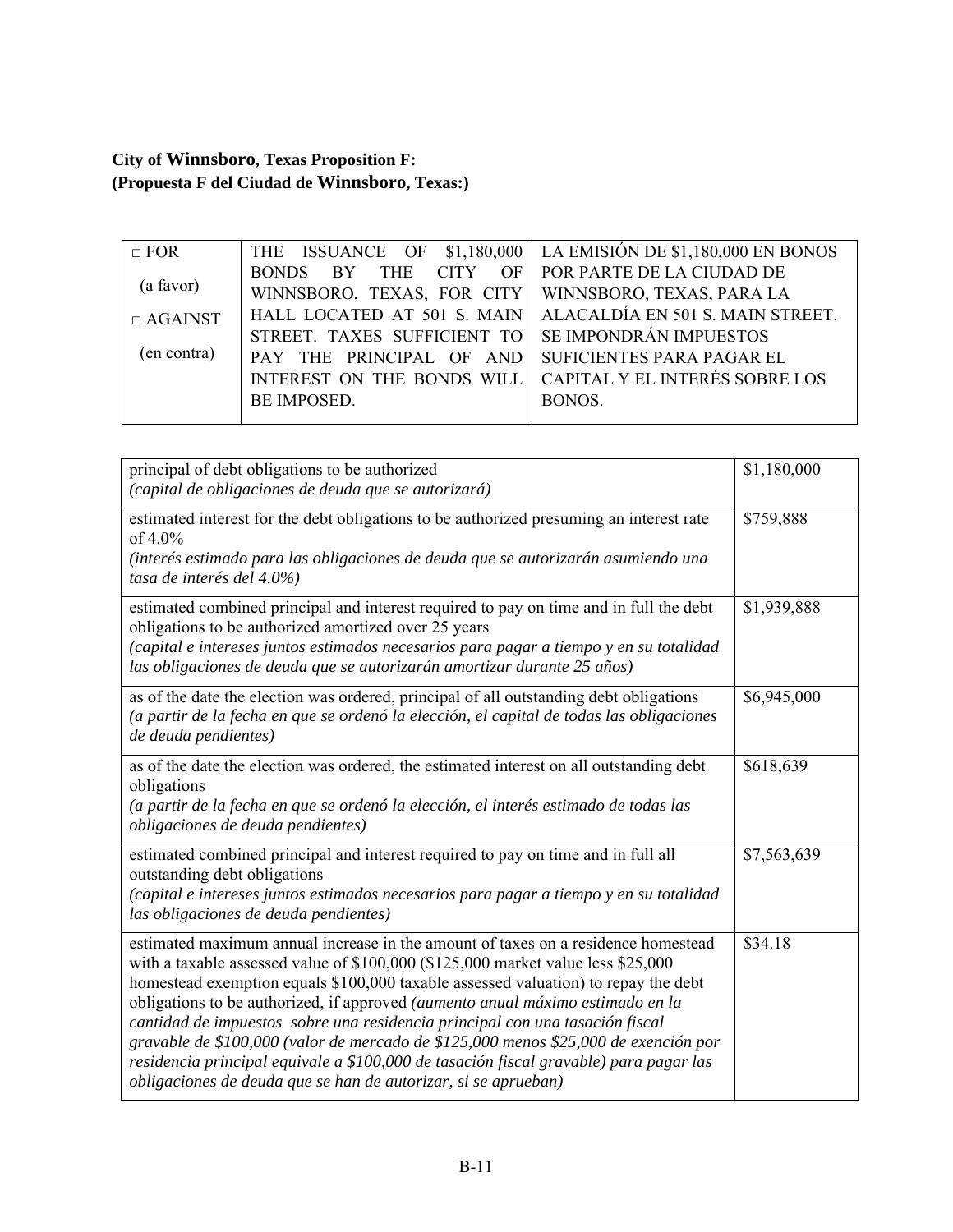**City of Winnsboro, Texas Proposition F:**
**(Propuesta F del Ciudad de Winnsboro, Texas:)**

| | | |
|---|---|---|
| □ FOR<br><br>(a favor)<br><br>□ AGAINST<br><br>(en contra) | THE ISSUANCE OF $1,180,000 BONDS BY THE CITY OF WINNSBORO, TEXAS, FOR CITY HALL LOCATED AT 501 S. MAIN STREET. TAXES SUFFICIENT TO PAY THE PRINCIPAL OF AND INTEREST ON THE BONDS WILL BE IMPOSED. | LA EMISIÓN DE $1,180,000 EN BONOS POR PARTE DE LA CIUDAD DE WINNSBORO, TEXAS, PARA LA ALACALDÍA EN 501 S. MAIN STREET. SE IMPONDRÁN IMPUESTOS SUFICIENTES PARA PAGAR EL CAPITAL Y EL INTERÉS SOBRE LOS BONOS. |

| | |
|---|---|
| principal of debt obligations to be authorized<br>*(capital de obligaciones de deuda que se autorizará)* | $1,180,000 |
| estimated interest for the debt obligations to be authorized presuming an interest rate of 4.0%<br>*(interés estimado para las obligaciones de deuda que se autorizarán asumiendo una tasa de interés del 4.0%)* | $759,888 |
| estimated combined principal and interest required to pay on time and in full the debt obligations to be authorized amortized over 25 years<br>*(capital e intereses juntos estimados necesarios para pagar a tiempo y en su totalidad las obligaciones de deuda que se autorizarán amortizar durante 25 años)* | $1,939,888 |
| as of the date the election was ordered, principal of all outstanding debt obligations<br>*(a partir de la fecha en que se ordenó la elección, el capital de todas las obligaciones de deuda pendientes)* | $6,945,000 |
| as of the date the election was ordered, the estimated interest on all outstanding debt obligations<br>*(a partir de la fecha en que se ordenó la elección, el interés estimado de todas las obligaciones de deuda pendientes)* | $618,639 |
| estimated combined principal and interest required to pay on time and in full all outstanding debt obligations<br>*(capital e intereses juntos estimados necesarios para pagar a tiempo y en su totalidad las obligaciones de deuda pendientes)* | $7,563,639 |
| estimated maximum annual increase in the amount of taxes on a residence homestead with a taxable assessed value of $100,000 ($125,000 market value less $25,000 homestead exemption equals $100,000 taxable assessed valuation) to repay the debt obligations to be authorized, if approved *(aumento anual máximo estimado en la cantidad de impuestos sobre una residencia principal con una tasación fiscal gravable de $100,000 (valor de mercado de $125,000 menos $25,000 de exención por residencia principal equivale a $100,000 de tasación fiscal gravable) para pagar las obligaciones de deuda que se han de autorizar, si se aprueban)* | $34.18 |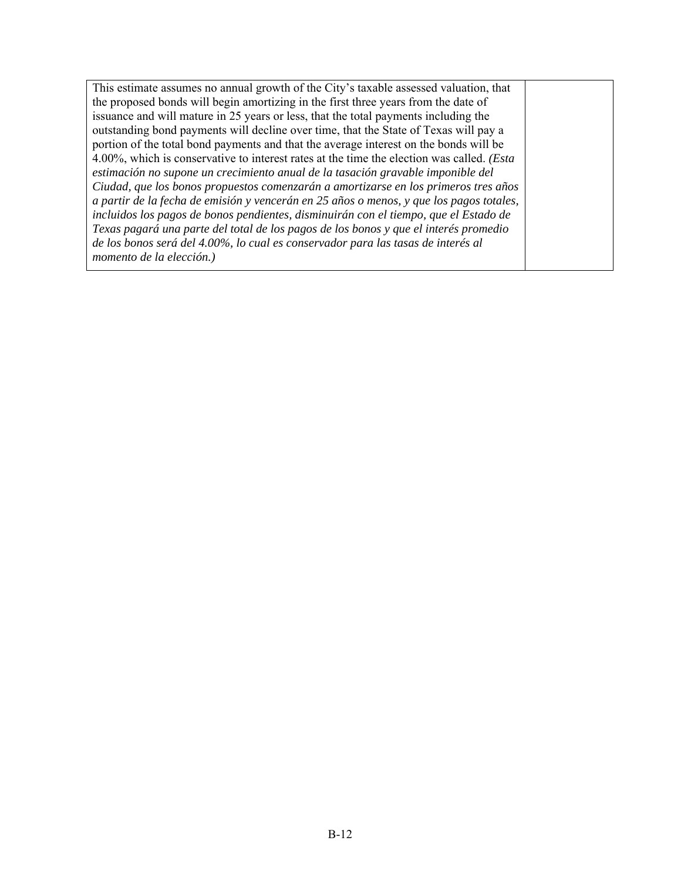| | |
|---|---|
| This estimate assumes no annual growth of the City's taxable assessed valuation, that the proposed bonds will begin amortizing in the first three years from the date of issuance and will mature in 25 years or less, that the total payments including the outstanding bond payments will decline over time, that the State of Texas will pay a portion of the total bond payments and that the average interest on the bonds will be 4.00%, which is conservative to interest rates at the time the election was called. *(Esta estimación no supone un crecimiento anual de la tasación gravable imponible del Ciudad, que los bonos propuestos comenzarán a amortizarse en los primeros tres años a partir de la fecha de emisión y vencerán en 25 años o menos, y que los pagos totales, incluidos los pagos de bonos pendientes, disminuirán con el tiempo, que el Estado de Texas pagará una parte del total de los pagos de los bonos y que el interés promedio de los bonos será del 4.00%, lo cual es conservador para las tasas de interés al momento de la elección.)* | |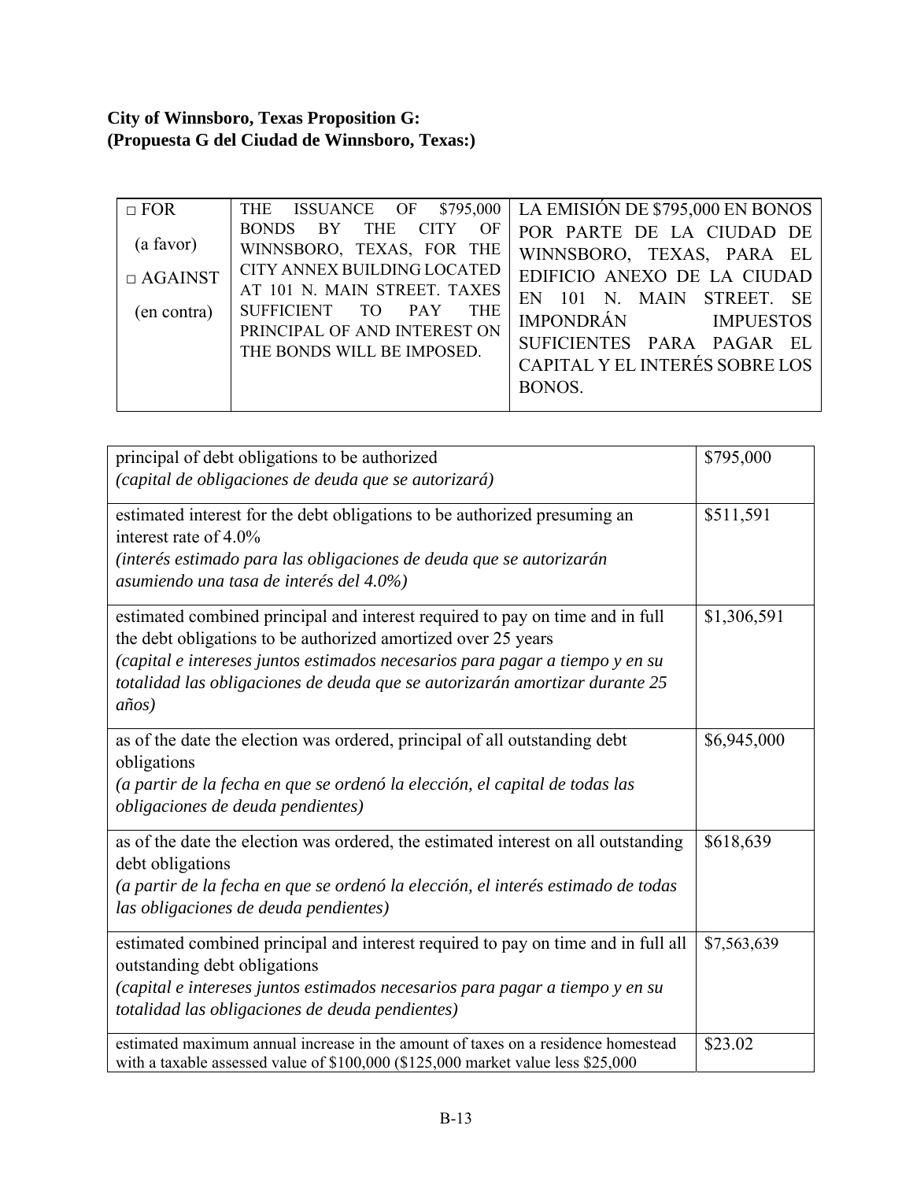**City of Winnsboro, Texas Proposition G:**
**(Propuesta G del Ciudad de Winnsboro, Texas:)**

| | | |
|---|---|---|
| □ FOR<br><br>(a favor)<br><br>□ AGAINST<br><br>(en contra) | THE ISSUANCE OF $795,000 BONDS BY THE CITY OF WINNSBORO, TEXAS, FOR THE CITY ANNEX BUILDING LOCATED AT 101 N. MAIN STREET. TAXES SUFFICIENT TO PAY THE PRINCIPAL OF AND INTEREST ON THE BONDS WILL BE IMPOSED. | LA EMISIÓN DE $795,000 EN BONOS POR PARTE DE LA CIUDAD DE WINNSBORO, TEXAS, PARA EL EDIFICIO ANEXO DE LA CIUDAD EN 101 N. MAIN STREET. SE IMPONDRÁN IMPUESTOS SUFICIENTES PARA PAGAR EL CAPITAL Y EL INTERÉS SOBRE LOS BONOS. |

| | |
|---|---|
| principal of debt obligations to be authorized<br>*(capital de obligaciones de deuda que se autorizará)* | $795,000 |
| estimated interest for the debt obligations to be authorized presuming an interest rate of 4.0%<br>*(interés estimado para las obligaciones de deuda que se autorizarán asumiendo una tasa de interés del 4.0%)* | $511,591 |
| estimated combined principal and interest required to pay on time and in full the debt obligations to be authorized amortized over 25 years<br>*(capital e intereses juntos estimados necesarios para pagar a tiempo y en su totalidad las obligaciones de deuda que se autorizarán amortizar durante 25 años)* | $1,306,591 |
| as of the date the election was ordered, principal of all outstanding debt obligations<br>*(a partir de la fecha en que se ordenó la elección, el capital de todas las obligaciones de deuda pendientes)* | $6,945,000 |
| as of the date the election was ordered, the estimated interest on all outstanding debt obligations<br>*(a partir de la fecha en que se ordenó la elección, el interés estimado de todas las obligaciones de deuda pendientes)* | $618,639 |
| estimated combined principal and interest required to pay on time and in full all outstanding debt obligations<br>*(capital e intereses juntos estimados necesarios para pagar a tiempo y en su totalidad las obligaciones de deuda pendientes)* | $7,563,639 |
| estimated maximum annual increase in the amount of taxes on a residence homestead with a taxable assessed value of $100,000 ($125,000 market value less $25,000 | $23.02 |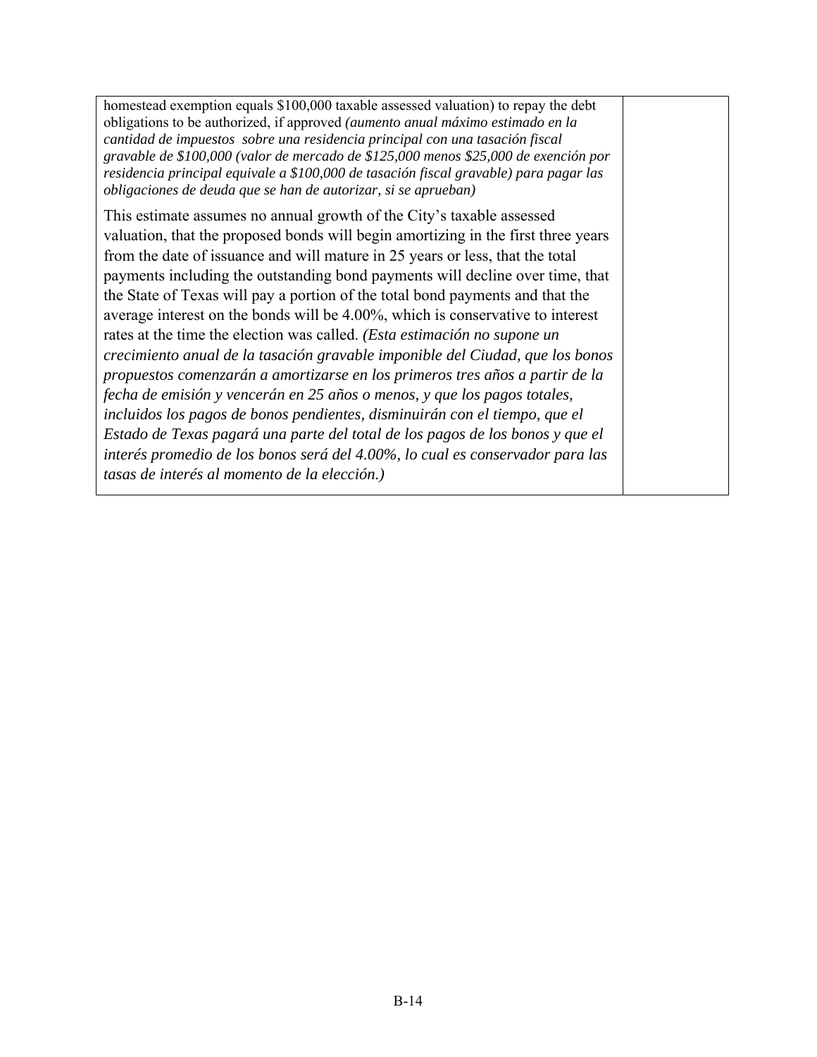| homestead exemption equals $100,000 taxable assessed valuation) to repay the debt obligations to be authorized, if approved *(aumento anual máximo estimado en la cantidad de impuestos sobre una residencia principal con una tasación fiscal gravable de $100,000 (valor de mercado de $125,000 menos $25,000 de exención por residencia principal equivale a $100,000 de tasación fiscal gravable) para pagar las obligaciones de deuda que se han de autorizar, si se aprueban)*<br><br>This estimate assumes no annual growth of the City's taxable assessed valuation, that the proposed bonds will begin amortizing in the first three years from the date of issuance and will mature in 25 years or less, that the total payments including the outstanding bond payments will decline over time, that the State of Texas will pay a portion of the total bond payments and that the average interest on the bonds will be 4.00%, which is conservative to interest rates at the time the election was called. *(Esta estimación no supone un crecimiento anual de la tasación gravable imponible del Ciudad, que los bonos propuestos comenzarán a amortizarse en los primeros tres años a partir de la fecha de emisión y vencerán en 25 años o menos, y que los pagos totales, incluidos los pagos de bonos pendientes, disminuirán con el tiempo, que el Estado de Texas pagará una parte del total de los pagos de los bonos y que el interés promedio de los bonos será del 4.00%, lo cual es conservador para las tasas de interés al momento de la elección.)* | |
| --- | --- |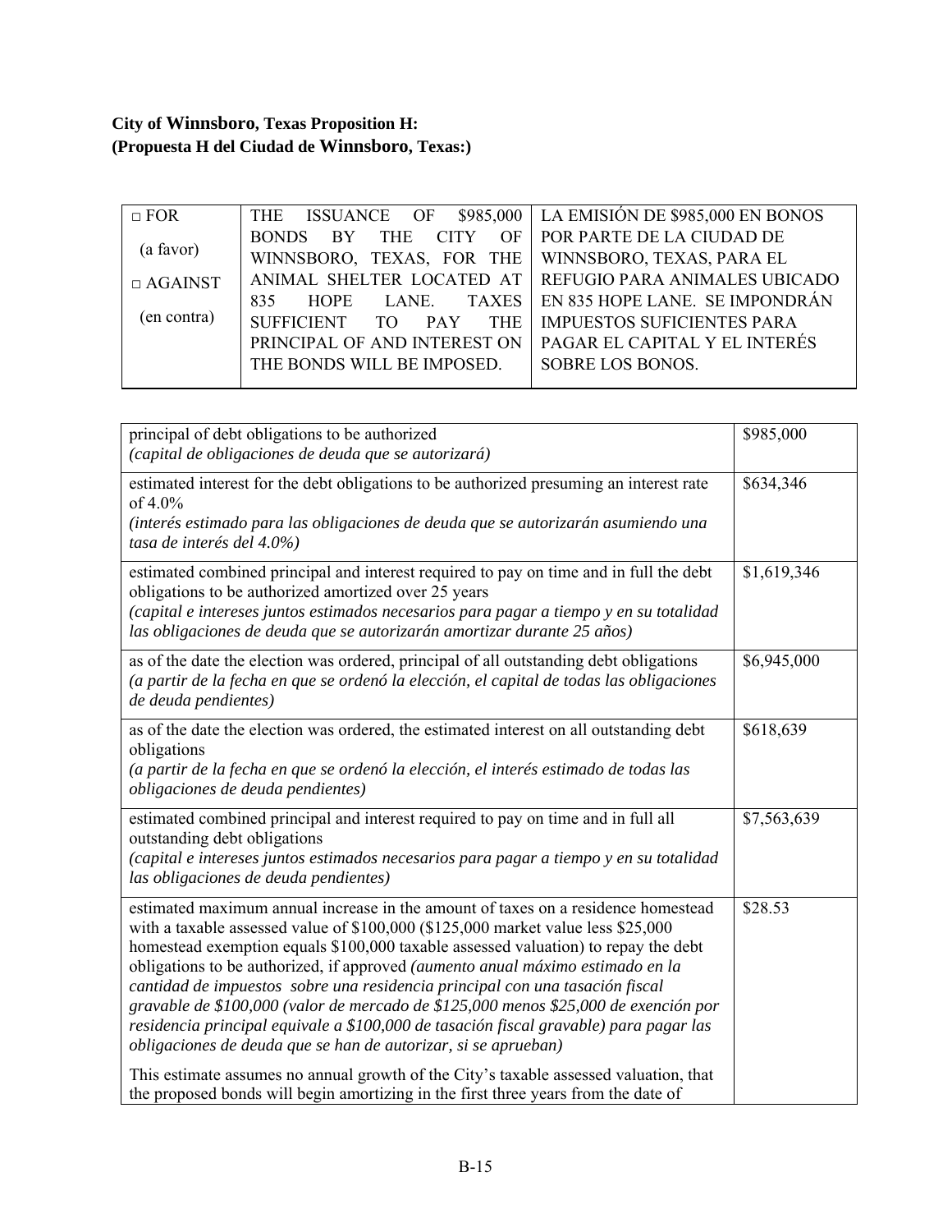**City of Winnsboro, Texas Proposition H:**
**(Propuesta H del Ciudad de Winnsboro, Texas:)**

| | | |
|---|---|---|
| □ FOR<br>(a favor)<br>□ AGAINST<br>(en contra) | THE ISSUANCE OF $985,000 BONDS BY THE CITY OF WINNSBORO, TEXAS, FOR THE ANIMAL SHELTER LOCATED AT 835 HOPE LANE. TAXES SUFFICIENT TO PAY THE PRINCIPAL OF AND INTEREST ON THE BONDS WILL BE IMPOSED. | LA EMISIÓN DE $985,000 EN BONOS POR PARTE DE LA CIUDAD DE WINNSBORO, TEXAS, PARA EL REFUGIO PARA ANIMALES UBICADO EN 835 HOPE LANE. SE IMPONDRÁN IMPUESTOS SUFICIENTES PARA PAGAR EL CAPITAL Y EL INTERÉS SOBRE LOS BONOS. |

| | |
|---|---|
| principal of debt obligations to be authorized<br>*(capital de obligaciones de deuda que se autorizará)* | $985,000 |
| estimated interest for the debt obligations to be authorized presuming an interest rate of 4.0%<br>*(interés estimado para las obligaciones de deuda que se autorizarán asumiendo una tasa de interés del 4.0%)* | $634,346 |
| estimated combined principal and interest required to pay on time and in full the debt obligations to be authorized amortized over 25 years<br>*(capital e intereses juntos estimados necesarios para pagar a tiempo y en su totalidad las obligaciones de deuda que se autorizarán amortizar durante 25 años)* | $1,619,346 |
| as of the date the election was ordered, principal of all outstanding debt obligations<br>*(a partir de la fecha en que se ordenó la elección, el capital de todas las obligaciones de deuda pendientes)* | $6,945,000 |
| as of the date the election was ordered, the estimated interest on all outstanding debt obligations<br>*(a partir de la fecha en que se ordenó la elección, el interés estimado de todas las obligaciones de deuda pendientes)* | $618,639 |
| estimated combined principal and interest required to pay on time and in full all outstanding debt obligations<br>*(capital e intereses juntos estimados necesarios para pagar a tiempo y en su totalidad las obligaciones de deuda pendientes)* | $7,563,639 |
| estimated maximum annual increase in the amount of taxes on a residence homestead with a taxable assessed value of $100,000 ($125,000 market value less $25,000 homestead exemption equals $100,000 taxable assessed valuation) to repay the debt obligations to be authorized, if approved *(aumento anual máximo estimado en la cantidad de impuestos sobre una residencia principal con una tasación fiscal gravable de $100,000 (valor de mercado de $125,000 menos $25,000 de exención por residencia principal equivale a $100,000 de tasación fiscal gravable) para pagar las obligaciones de deuda que se han de autorizar, si se aprueban)*<br><br>This estimate assumes no annual growth of the City's taxable assessed valuation, that the proposed bonds will begin amortizing in the first three years from the date of | $28.53 |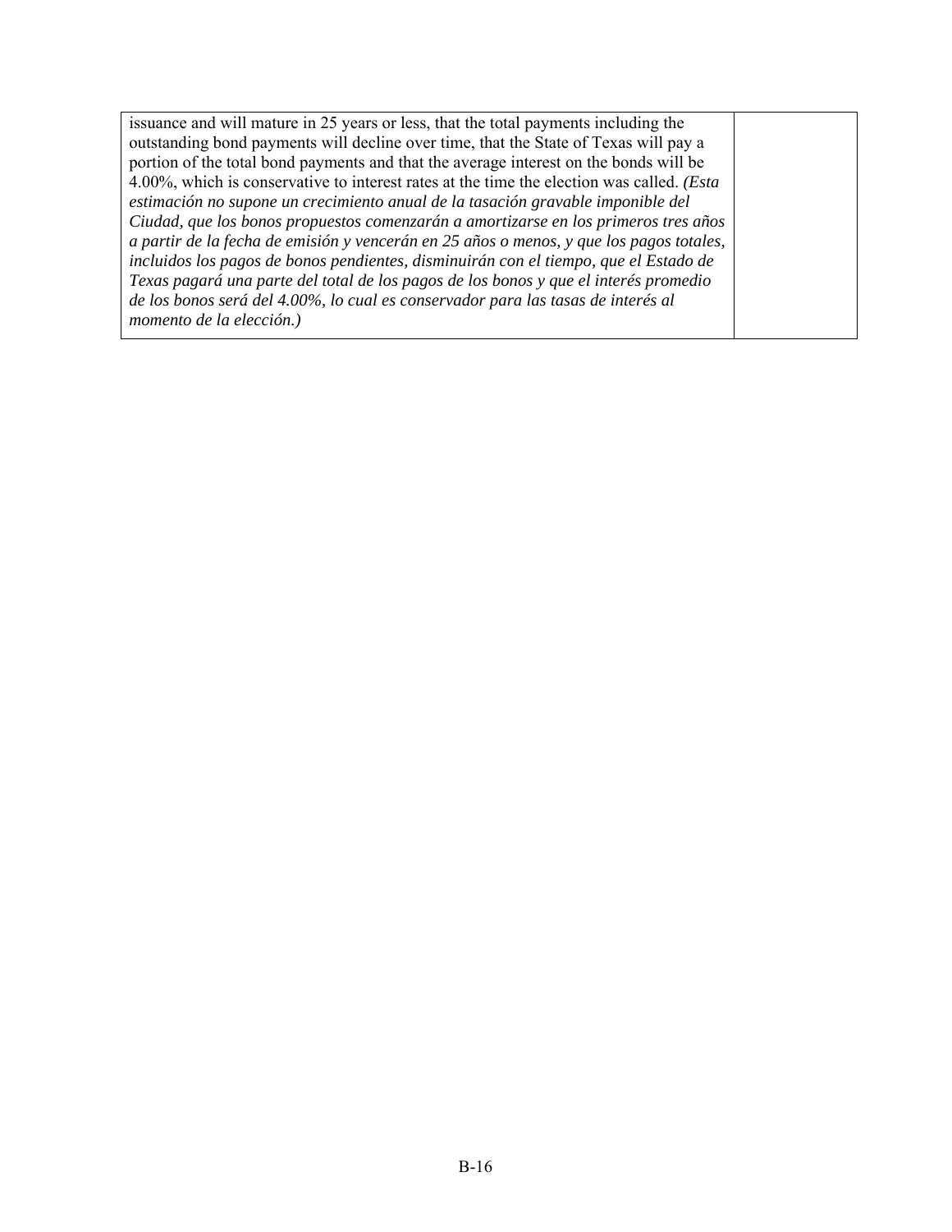| | |
|---|---|
| issuance and will mature in 25 years or less, that the total payments including the outstanding bond payments will decline over time, that the State of Texas will pay a portion of the total bond payments and that the average interest on the bonds will be 4.00%, which is conservative to interest rates at the time the election was called. *(Esta estimación no supone un crecimiento anual de la tasación gravable imponible del Ciudad, que los bonos propuestos comenzarán a amortizarse en los primeros tres años a partir de la fecha de emisión y vencerán en 25 años o menos, y que los pagos totales, incluidos los pagos de bonos pendientes, disminuirán con el tiempo, que el Estado de Texas pagará una parte del total de los pagos de los bonos y que el interés promedio de los bonos será del 4.00%, lo cual es conservador para las tasas de interés al momento de la elección.)* | |